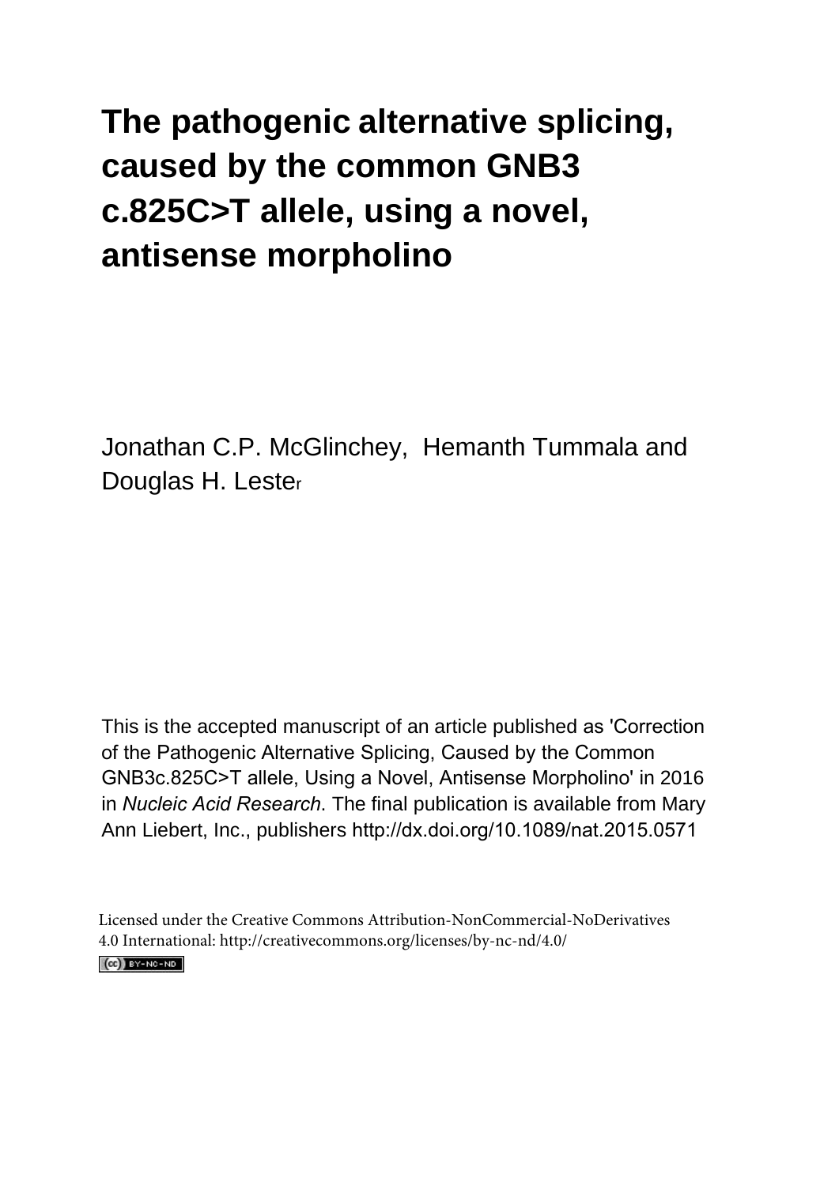# The pathogenic alternative splicing, caused by the common GNB3 c.825C>T allele, using a novel, antisense morpholino

Jonathan C.P. McGlinchey, Hemanth Tummala and Douglas H. Lester

This is the accepted manuscript of an article published as 'Correction of the Pathogenic Alternative Splicing, Caused by the Common GNB3c.825C>T allele, Using a Novel, Antisense Morpholino' in 2016 in *Nucleic Acid Research*. The final publication is available from Mary Ann Liebert, Inc., publishers http://dx.doi.org/10.1089/nat.2015.0571

Licensed under the Creative Commons Attribution-NonCommercial-NoDerivatives 4.0 International: http://creativecommons.org/licenses/by-nc-nd/4.0/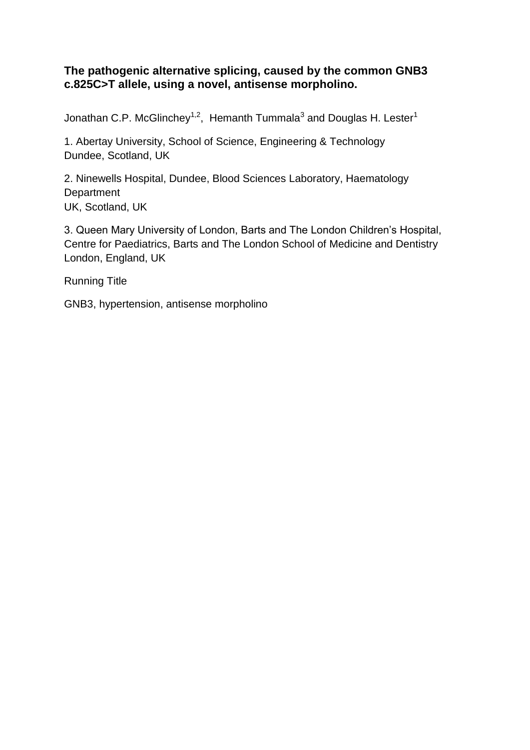**The pathogenic alternative splicing, caused by the common GNB3 c.825C>T allele, using a novel, antisense morpholino.**

Jonathan C.P. McGlinchey[1,2], Hemanth Tummala[3] and Douglas H. Lester[1]

1. Abertay University, School of Science, Engineering & Technology
Dundee, Scotland, UK

2. Ninewells Hospital, Dundee, Blood Sciences Laboratory, Haematology Department
UK, Scotland, UK

3. Queen Mary University of London, Barts and The London Children's Hospital, Centre for Paediatrics, Barts and The London School of Medicine and Dentistry
London, England, UK

Running Title

GNB3, hypertension, antisense morpholino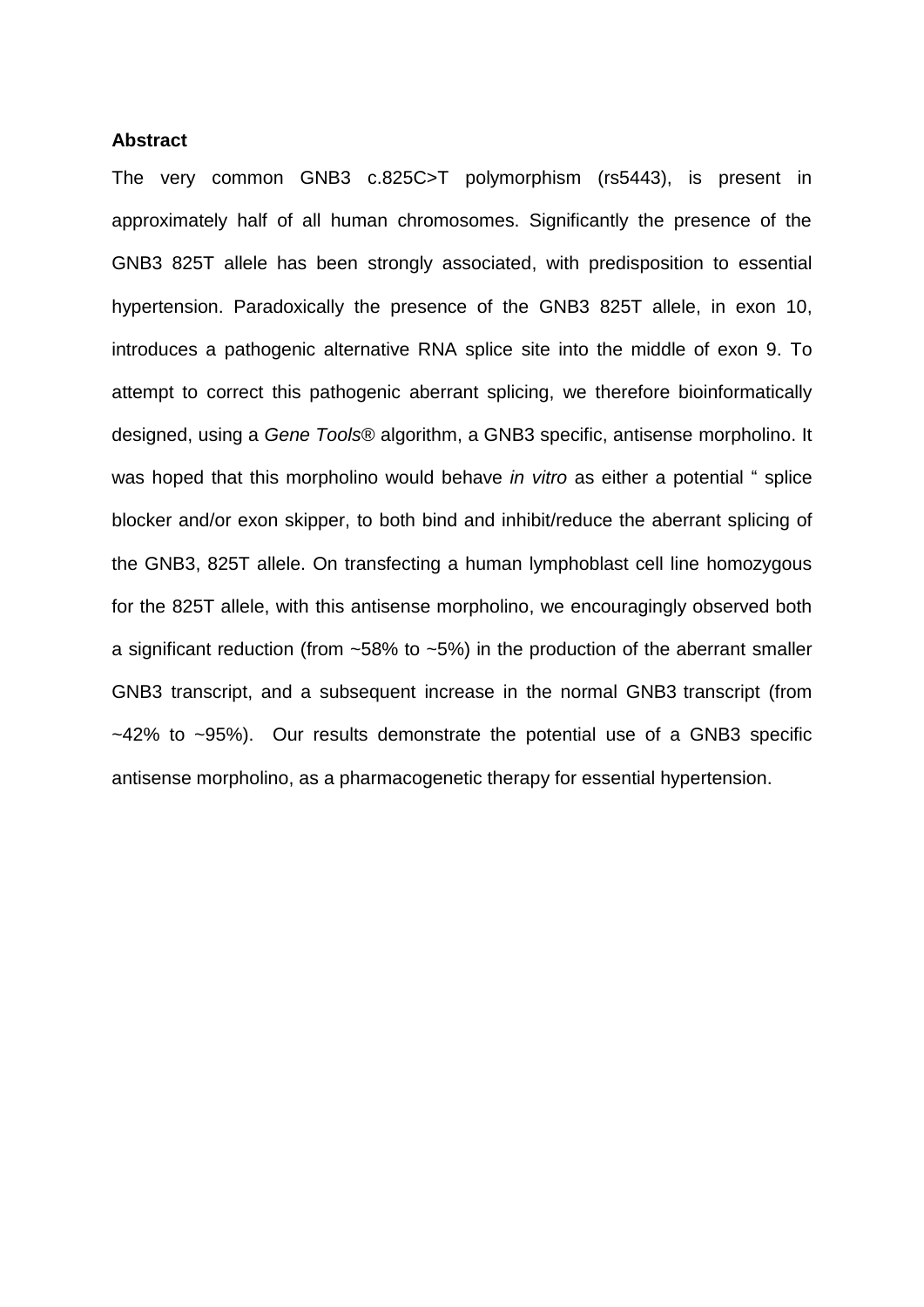**Abstract**

The very common GNB3 c.825C>T polymorphism (rs5443), is present in approximately half of all human chromosomes. Significantly the presence of the GNB3 825T allele has been strongly associated, with predisposition to essential hypertension. Paradoxically the presence of the GNB3 825T allele, in exon 10, introduces a pathogenic alternative RNA splice site into the middle of exon 9. To attempt to correct this pathogenic aberrant splicing, we therefore bioinformatically designed, using a *Gene Tools®* algorithm, a GNB3 specific, antisense morpholino. It was hoped that this morpholino would behave *in vitro* as either a potential " splice blocker and/or exon skipper, to both bind and inhibit/reduce the aberrant splicing of the GNB3, 825T allele. On transfecting a human lymphoblast cell line homozygous for the 825T allele, with this antisense morpholino, we encouragingly observed both a significant reduction (from ~58% to ~5%) in the production of the aberrant smaller GNB3 transcript, and a subsequent increase in the normal GNB3 transcript (from ~42% to ~95%). Our results demonstrate the potential use of a GNB3 specific antisense morpholino, as a pharmacogenetic therapy for essential hypertension.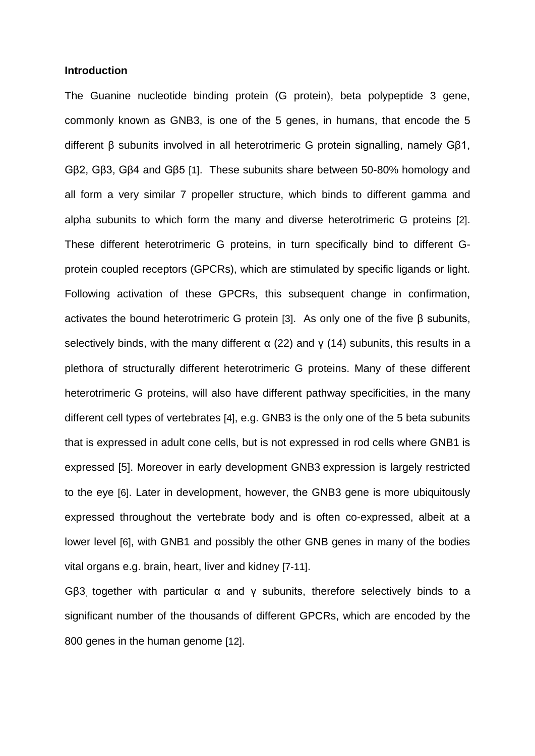**Introduction**

The Guanine nucleotide binding protein (G protein), beta polypeptide 3 gene, commonly known as GNB3, is one of the 5 genes, in humans, that encode the 5 different β subunits involved in all heterotrimeric G protein signalling, namely Gβ1, Gβ2, Gβ3, Gβ4 and Gβ5 [1]. These subunits share between 50-80% homology and all form a very similar 7 propeller structure, which binds to different gamma and alpha subunits to which form the many and diverse heterotrimeric G proteins [2]. These different heterotrimeric G proteins, in turn specifically bind to different G-protein coupled receptors (GPCRs), which are stimulated by specific ligands or light. Following activation of these GPCRs, this subsequent change in confirmation, activates the bound heterotrimeric G protein [3]. As only one of the five β subunits, selectively binds, with the many different α (22) and γ (14) subunits, this results in a plethora of structurally different heterotrimeric G proteins. Many of these different heterotrimeric G proteins, will also have different pathway specificities, in the many different cell types of vertebrates [4], e.g. GNB3 is the only one of the 5 beta subunits that is expressed in adult cone cells, but is not expressed in rod cells where GNB1 is expressed [5]. Moreover in early development GNB3 expression is largely restricted to the eye [6]. Later in development, however, the GNB3 gene is more ubiquitously expressed throughout the vertebrate body and is often co-expressed, albeit at a lower level [6], with GNB1 and possibly the other GNB genes in many of the bodies vital organs e.g. brain, heart, liver and kidney [7-11].

Gβ3, together with particular α and γ subunits, therefore selectively binds to a significant number of the thousands of different GPCRs, which are encoded by the 800 genes in the human genome [12].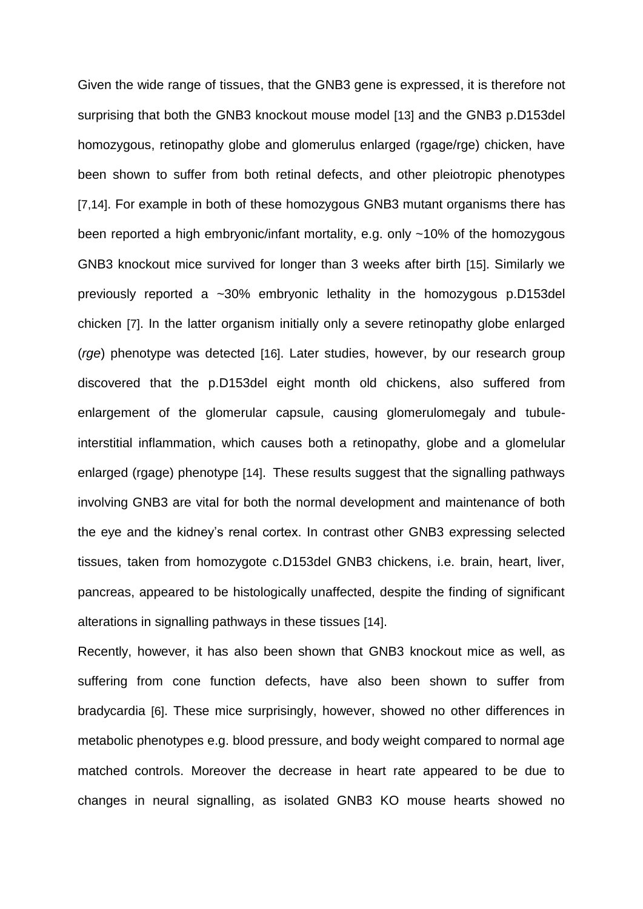Given the wide range of tissues, that the GNB3 gene is expressed, it is therefore not surprising that both the GNB3 knockout mouse model [13] and the GNB3 p.D153del homozygous, retinopathy globe and glomerulus enlarged (rgage/rge) chicken, have been shown to suffer from both retinal defects, and other pleiotropic phenotypes [7,14]. For example in both of these homozygous GNB3 mutant organisms there has been reported a high embryonic/infant mortality, e.g. only ~10% of the homozygous GNB3 knockout mice survived for longer than 3 weeks after birth [15]. Similarly we previously reported a ~30% embryonic lethality in the homozygous p.D153del chicken [7]. In the latter organism initially only a severe retinopathy globe enlarged (*rge*) phenotype was detected [16]. Later studies, however, by our research group discovered that the p.D153del eight month old chickens, also suffered from enlargement of the glomerular capsule, causing glomerulomegaly and tubule-interstitial inflammation, which causes both a retinopathy, globe and a glomelular enlarged (rgage) phenotype [14]. These results suggest that the signalling pathways involving GNB3 are vital for both the normal development and maintenance of both the eye and the kidney's renal cortex. In contrast other GNB3 expressing selected tissues, taken from homozygote c.D153del GNB3 chickens, i.e. brain, heart, liver, pancreas, appeared to be histologically unaffected, despite the finding of significant alterations in signalling pathways in these tissues [14].

Recently, however, it has also been shown that GNB3 knockout mice as well, as suffering from cone function defects, have also been shown to suffer from bradycardia [6]. These mice surprisingly, however, showed no other differences in metabolic phenotypes e.g. blood pressure, and body weight compared to normal age matched controls. Moreover the decrease in heart rate appeared to be due to changes in neural signalling, as isolated GNB3 KO mouse hearts showed no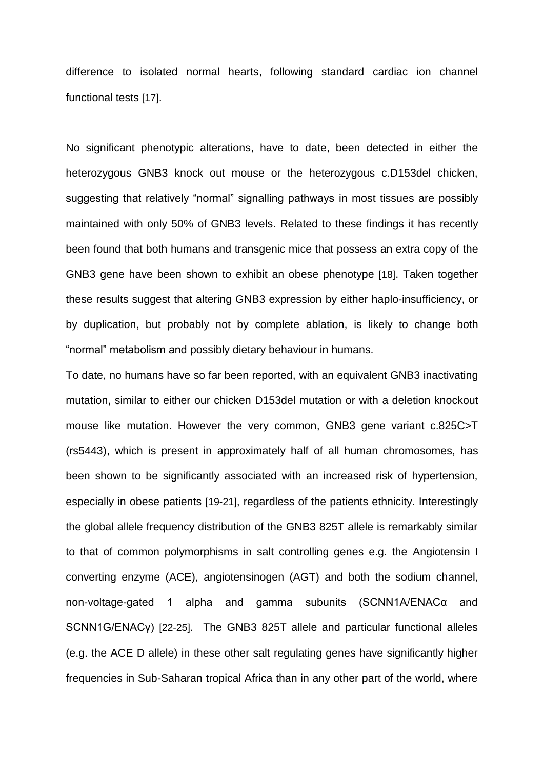difference to isolated normal hearts, following standard cardiac ion channel functional tests [17].

No significant phenotypic alterations, have to date, been detected in either the heterozygous GNB3 knock out mouse or the heterozygous c.D153del chicken, suggesting that relatively "normal" signalling pathways in most tissues are possibly maintained with only 50% of GNB3 levels. Related to these findings it has recently been found that both humans and transgenic mice that possess an extra copy of the GNB3 gene have been shown to exhibit an obese phenotype [18]. Taken together these results suggest that altering GNB3 expression by either haplo-insufficiency, or by duplication, but probably not by complete ablation, is likely to change both "normal" metabolism and possibly dietary behaviour in humans.

To date, no humans have so far been reported, with an equivalent GNB3 inactivating mutation, similar to either our chicken D153del mutation or with a deletion knockout mouse like mutation. However the very common, GNB3 gene variant c.825C>T (rs5443), which is present in approximately half of all human chromosomes, has been shown to be significantly associated with an increased risk of hypertension, especially in obese patients [19-21], regardless of the patients ethnicity. Interestingly the global allele frequency distribution of the GNB3 825T allele is remarkably similar to that of common polymorphisms in salt controlling genes e.g. the Angiotensin I converting enzyme (ACE), angiotensinogen (AGT) and both the sodium channel, non-voltage-gated 1 alpha and gamma subunits (SCNN1A/ENACα and SCNN1G/ENACγ) [22-25]. The GNB3 825T allele and particular functional alleles (e.g. the ACE D allele) in these other salt regulating genes have significantly higher frequencies in Sub-Saharan tropical Africa than in any other part of the world, where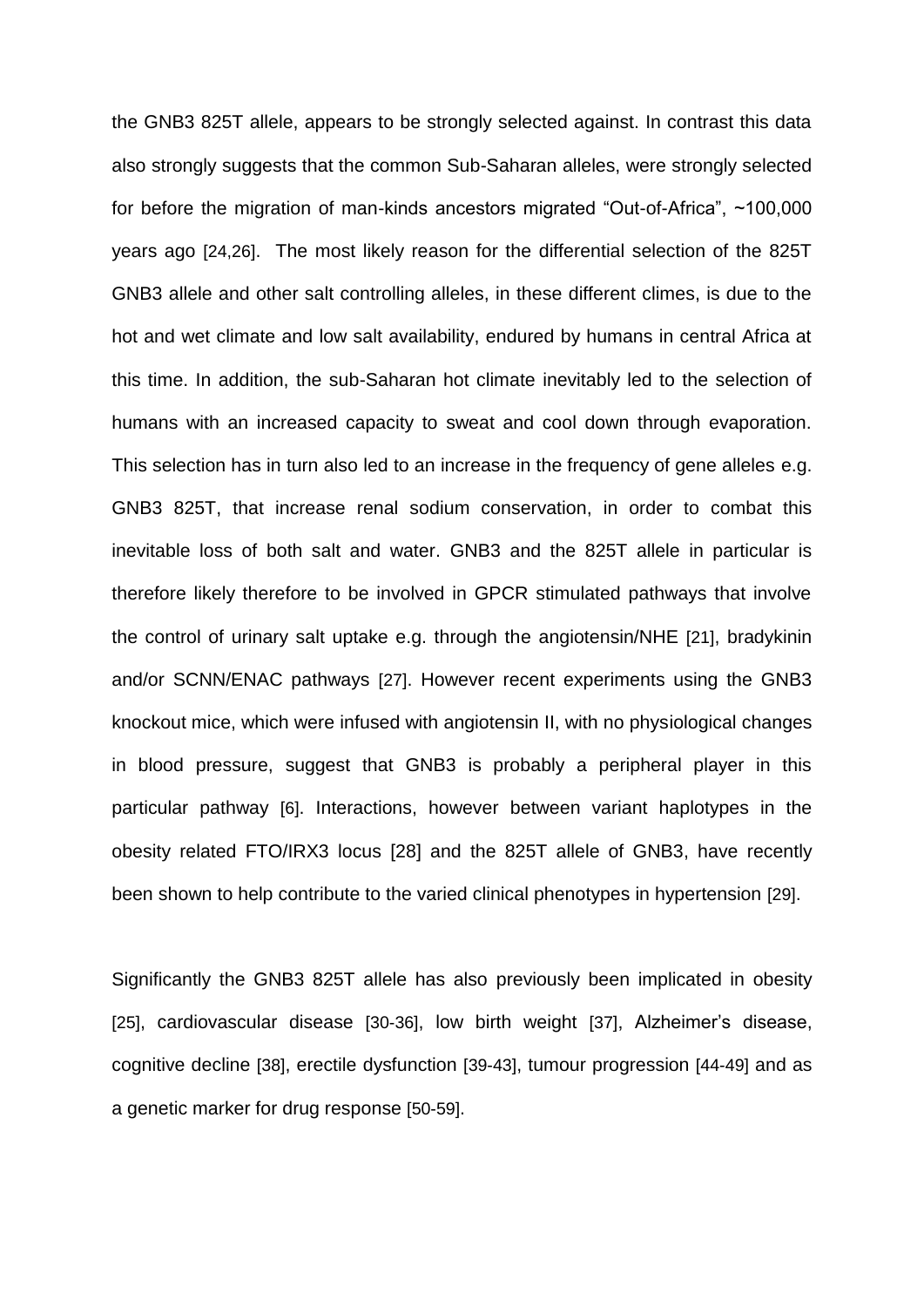the GNB3 825T allele, appears to be strongly selected against. In contrast this data also strongly suggests that the common Sub-Saharan alleles, were strongly selected for before the migration of man-kinds ancestors migrated “Out-of-Africa”, ~100,000 years ago [24,26]. The most likely reason for the differential selection of the 825T GNB3 allele and other salt controlling alleles, in these different climes, is due to the hot and wet climate and low salt availability, endured by humans in central Africa at this time. In addition, the sub-Saharan hot climate inevitably led to the selection of humans with an increased capacity to sweat and cool down through evaporation. This selection has in turn also led to an increase in the frequency of gene alleles e.g. GNB3 825T, that increase renal sodium conservation, in order to combat this inevitable loss of both salt and water. GNB3 and the 825T allele in particular is therefore likely therefore to be involved in GPCR stimulated pathways that involve the control of urinary salt uptake e.g. through the angiotensin/NHE [21], bradykinin and/or SCNN/ENAC pathways [27]. However recent experiments using the GNB3 knockout mice, which were infused with angiotensin II, with no physiological changes in blood pressure, suggest that GNB3 is probably a peripheral player in this particular pathway [6]. Interactions, however between variant haplotypes in the obesity related FTO/IRX3 locus [28] and the 825T allele of GNB3, have recently been shown to help contribute to the varied clinical phenotypes in hypertension [29].

Significantly the GNB3 825T allele has also previously been implicated in obesity [25], cardiovascular disease [30-36], low birth weight [37], Alzheimer’s disease, cognitive decline [38], erectile dysfunction [39-43], tumour progression [44-49] and as a genetic marker for drug response [50-59].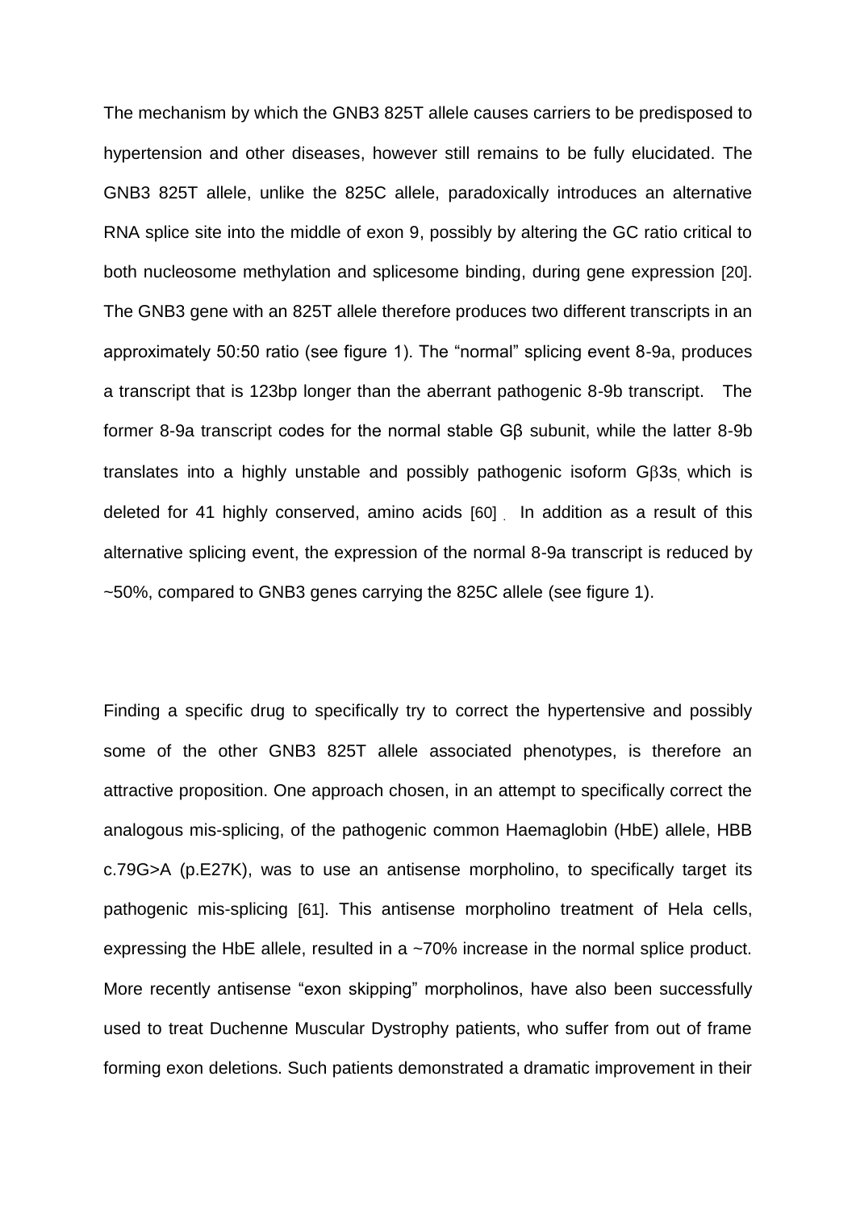The mechanism by which the GNB3 825T allele causes carriers to be predisposed to hypertension and other diseases, however still remains to be fully elucidated. The GNB3 825T allele, unlike the 825C allele, paradoxically introduces an alternative RNA splice site into the middle of exon 9, possibly by altering the GC ratio critical to both nucleosome methylation and splicesome binding, during gene expression [20]. The GNB3 gene with an 825T allele therefore produces two different transcripts in an approximately 50:50 ratio (see figure 1). The "normal" splicing event 8-9a, produces a transcript that is 123bp longer than the aberrant pathogenic 8-9b transcript. The former 8-9a transcript codes for the normal stable Gβ subunit, while the latter 8-9b translates into a highly unstable and possibly pathogenic isoform Gβ3s, which is deleted for 41 highly conserved, amino acids [60]. In addition as a result of this alternative splicing event, the expression of the normal 8-9a transcript is reduced by ~50%, compared to GNB3 genes carrying the 825C allele (see figure 1).

Finding a specific drug to specifically try to correct the hypertensive and possibly some of the other GNB3 825T allele associated phenotypes, is therefore an attractive proposition. One approach chosen, in an attempt to specifically correct the analogous mis-splicing, of the pathogenic common Haemaglobin (HbE) allele, HBB c.79G>A (p.E27K), was to use an antisense morpholino, to specifically target its pathogenic mis-splicing [61]. This antisense morpholino treatment of Hela cells, expressing the HbE allele, resulted in a ~70% increase in the normal splice product. More recently antisense "exon skipping" morpholinos, have also been successfully used to treat Duchenne Muscular Dystrophy patients, who suffer from out of frame forming exon deletions. Such patients demonstrated a dramatic improvement in their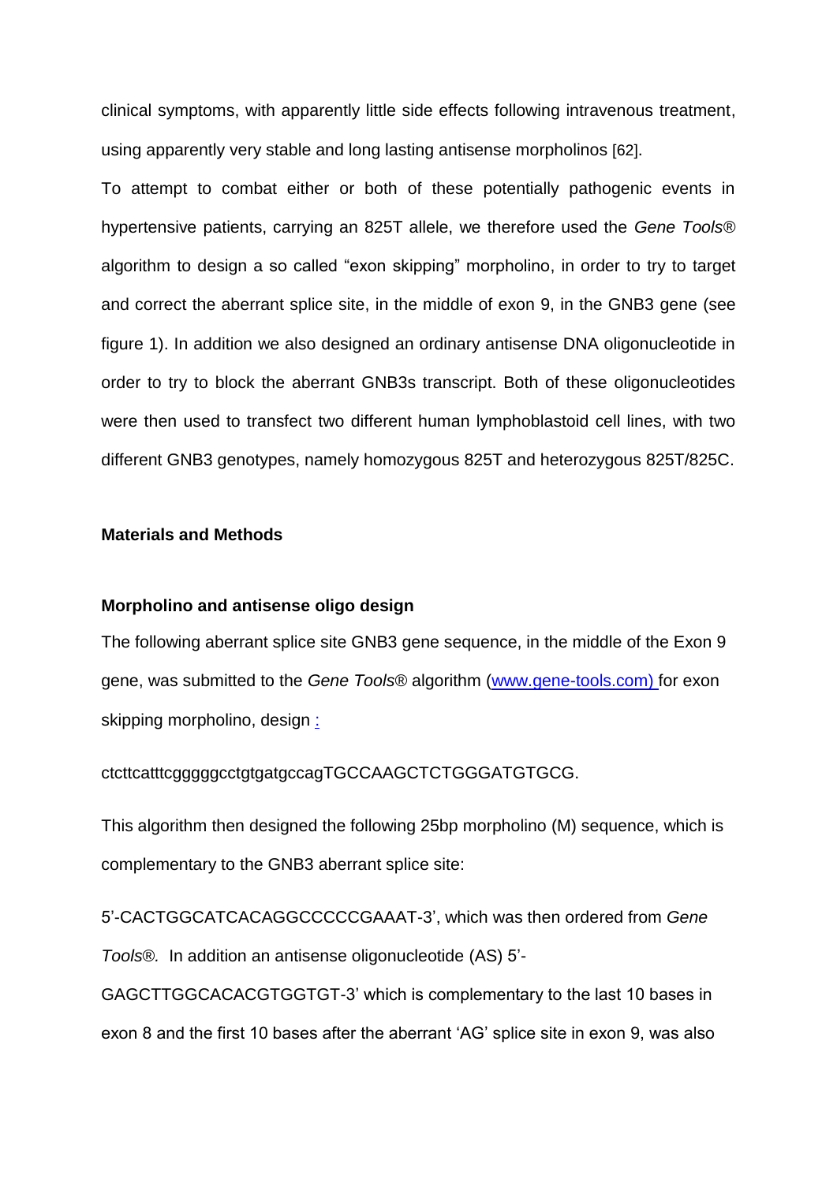clinical symptoms, with apparently little side effects following intravenous treatment, using apparently very stable and long lasting antisense morpholinos [62].

To attempt to combat either or both of these potentially pathogenic events in hypertensive patients, carrying an 825T allele, we therefore used the *Gene Tools®* algorithm to design a so called "exon skipping" morpholino, in order to try to target and correct the aberrant splice site, in the middle of exon 9, in the GNB3 gene (see figure 1). In addition we also designed an ordinary antisense DNA oligonucleotide in order to try to block the aberrant GNB3s transcript. Both of these oligonucleotides were then used to transfect two different human lymphoblastoid cell lines, with two different GNB3 genotypes, namely homozygous 825T and heterozygous 825T/825C.

## Materials and Methods

### Morpholino and antisense oligo design

The following aberrant splice site GNB3 gene sequence, in the middle of the Exon 9 gene, was submitted to the *Gene Tools®* algorithm (www.gene-tools.com) for exon skipping morpholino, design :

ctcttcatttcgggggcctgtgatgccagTGCCAAGCTCTGGGATGTGCG.

This algorithm then designed the following 25bp morpholino (M) sequence, which is complementary to the GNB3 aberrant splice site:

5'-CACTGGCATCACAGGCCCCCGAAAT-3', which was then ordered from *Gene Tools®.* In addition an antisense oligonucleotide (AS) 5'-GAGCTTGGCACACGTGGTGT-3' which is complementary to the last 10 bases in exon 8 and the first 10 bases after the aberrant 'AG' splice site in exon 9, was also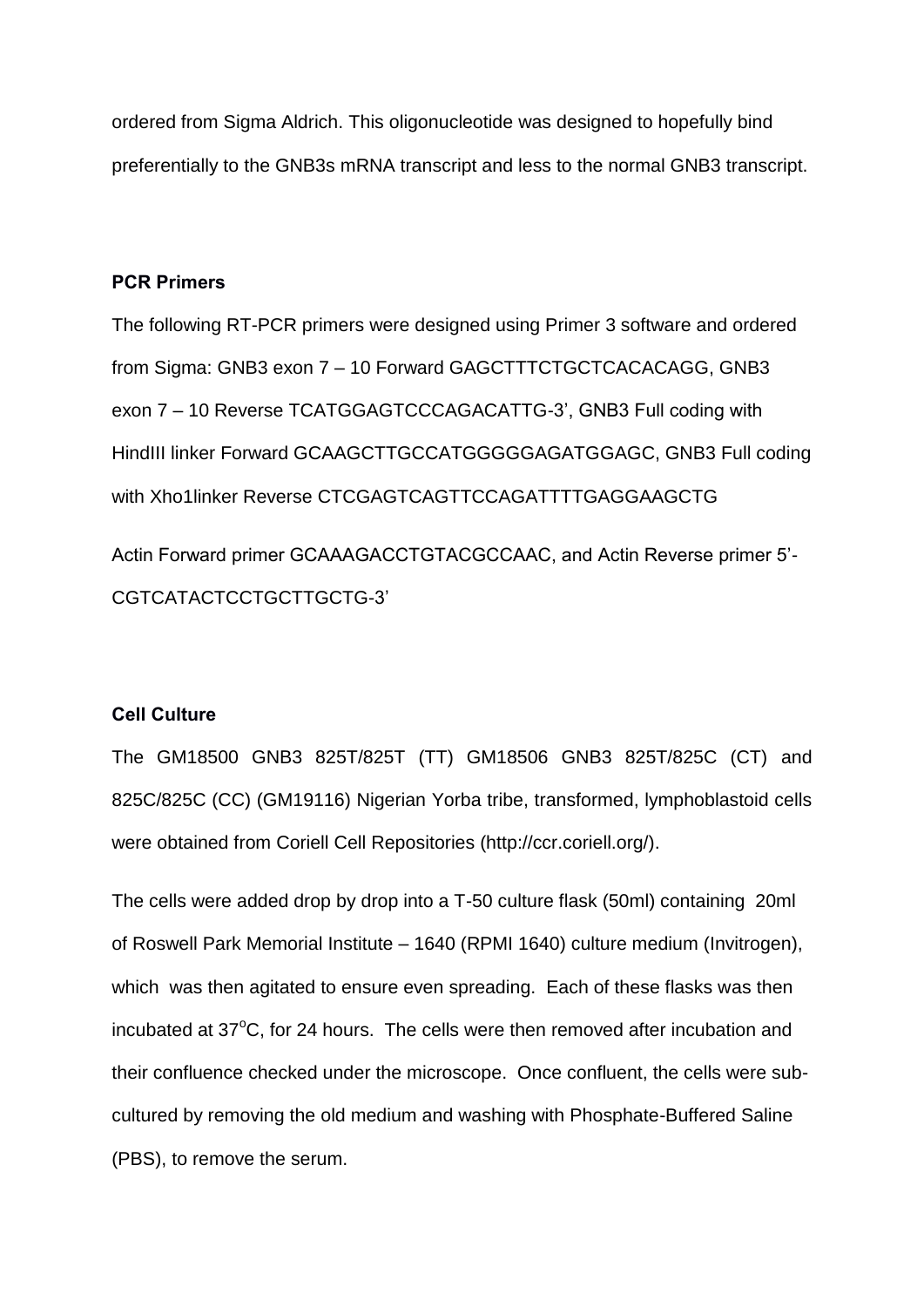ordered from Sigma Aldrich. This oligonucleotide was designed to hopefully bind preferentially to the GNB3s mRNA transcript and less to the normal GNB3 transcript.

**PCR Primers**

The following RT-PCR primers were designed using Primer 3 software and ordered from Sigma: GNB3 exon 7 – 10 Forward GAGCTTTCTGCTCACACAGG, GNB3 exon 7 – 10 Reverse TCATGGAGTCCCAGACATTG-3', GNB3 Full coding with HindIII linker Forward GCAAGCTTGCCATGGGGGAGATGGAGC, GNB3 Full coding with Xho1linker Reverse CTCGAGTCAGTTCCAGATTTTGAGGAAGCTG

Actin Forward primer GCAAAGACCTGTACGCCAAC, and Actin Reverse primer 5'-CGTCATACTCCTGCTTGCTG-3'

**Cell Culture**

The GM18500 GNB3 825T/825T (TT) GM18506 GNB3 825T/825C (CT) and 825C/825C (CC) (GM19116) Nigerian Yorba tribe, transformed, lymphoblastoid cells were obtained from Coriell Cell Repositories (http://ccr.coriell.org/).

The cells were added drop by drop into a T-50 culture flask (50ml) containing 20ml of Roswell Park Memorial Institute – 1640 (RPMI 1640) culture medium (Invitrogen), which was then agitated to ensure even spreading. Each of these flasks was then incubated at 37$^{o}$C, for 24 hours. The cells were then removed after incubation and their confluence checked under the microscope. Once confluent, the cells were sub-cultured by removing the old medium and washing with Phosphate-Buffered Saline (PBS), to remove the serum.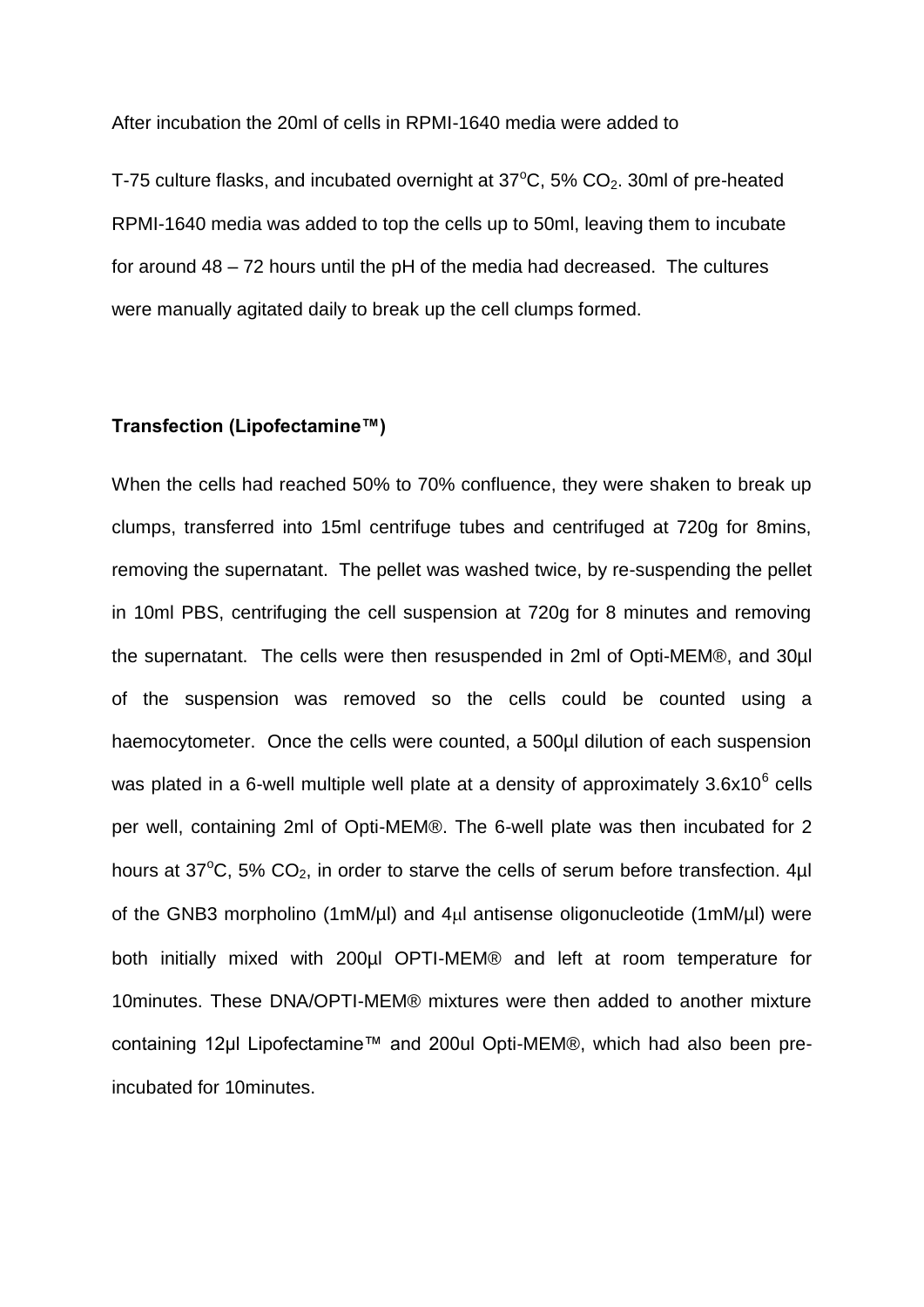After incubation the 20ml of cells in RPMI-1640 media were added to

T-75 culture flasks, and incubated overnight at $37^oC$, 5% $CO_2$. 30ml of pre-heated RPMI-1640 media was added to top the cells up to 50ml, leaving them to incubate for around 48 – 72 hours until the pH of the media had decreased. The cultures were manually agitated daily to break up the cell clumps formed.

**Transfection (Lipofectamine™)**

When the cells had reached 50% to 70% confluence, they were shaken to break up clumps, transferred into 15ml centrifuge tubes and centrifuged at 720g for 8mins, removing the supernatant. The pellet was washed twice, by re-suspending the pellet in 10ml PBS, centrifuging the cell suspension at 720g for 8 minutes and removing the supernatant. The cells were then resuspended in 2ml of Opti-MEM®, and 30µl of the suspension was removed so the cells could be counted using a haemocytometer. Once the cells were counted, a 500µl dilution of each suspension was plated in a 6-well multiple well plate at a density of approximately $3.6x10^6$ cells per well, containing 2ml of Opti-MEM®. The 6-well plate was then incubated for 2 hours at $37^oC$, 5% $CO_2$, in order to starve the cells of serum before transfection. 4µl of the GNB3 morpholino (1mM/µl) and 4µl antisense oligonucleotide (1mM/µl) were both initially mixed with 200µl OPTI-MEM® and left at room temperature for 10minutes. These DNA/OPTI-MEM® mixtures were then added to another mixture containing 12µl Lipofectamine™ and 200ul Opti-MEM®, which had also been pre-incubated for 10minutes.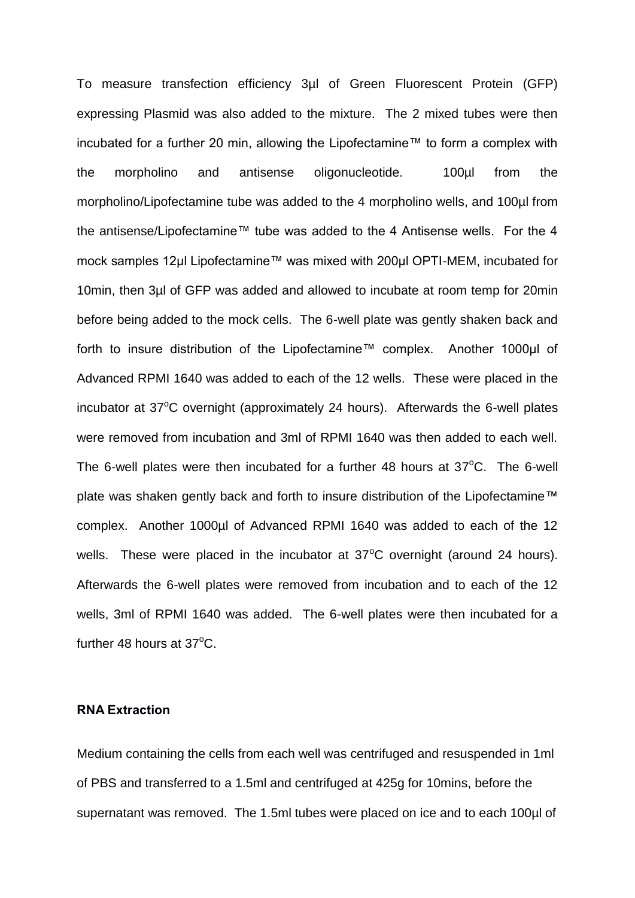To measure transfection efficiency 3µl of Green Fluorescent Protein (GFP) expressing Plasmid was also added to the mixture. The 2 mixed tubes were then incubated for a further 20 min, allowing the Lipofectamine™ to form a complex with the morpholino and antisense oligonucleotide. 100µl from the morpholino/Lipofectamine tube was added to the 4 morpholino wells, and 100µl from the antisense/Lipofectamine™ tube was added to the 4 Antisense wells. For the 4 mock samples 12µl Lipofectamine™ was mixed with 200µl OPTI-MEM, incubated for 10min, then 3µl of GFP was added and allowed to incubate at room temp for 20min before being added to the mock cells. The 6-well plate was gently shaken back and forth to insure distribution of the Lipofectamine™ complex. Another 1000µl of Advanced RPMI 1640 was added to each of the 12 wells. These were placed in the incubator at 37$^{o}$C overnight (approximately 24 hours). Afterwards the 6-well plates were removed from incubation and 3ml of RPMI 1640 was then added to each well. The 6-well plates were then incubated for a further 48 hours at 37$^{o}$C. The 6-well plate was shaken gently back and forth to insure distribution of the Lipofectamine™ complex. Another 1000µl of Advanced RPMI 1640 was added to each of the 12 wells. These were placed in the incubator at 37$^{o}$C overnight (around 24 hours). Afterwards the 6-well plates were removed from incubation and to each of the 12 wells, 3ml of RPMI 1640 was added. The 6-well plates were then incubated for a further 48 hours at 37$^{o}$C.

**RNA Extraction**

Medium containing the cells from each well was centrifuged and resuspended in 1ml of PBS and transferred to a 1.5ml and centrifuged at 425g for 10mins, before the supernatant was removed. The 1.5ml tubes were placed on ice and to each 100µl of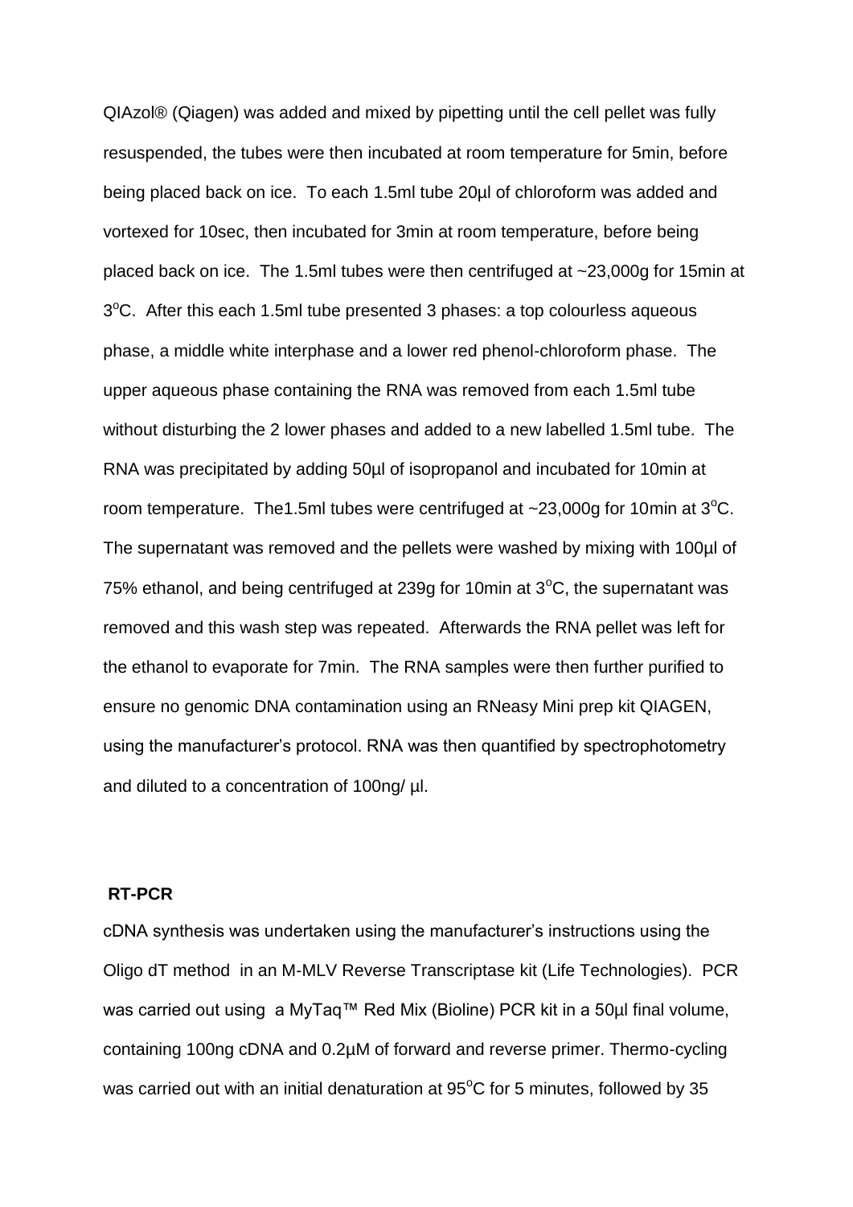QIAzol® (Qiagen) was added and mixed by pipetting until the cell pellet was fully resuspended, the tubes were then incubated at room temperature for 5min, before being placed back on ice. To each 1.5ml tube 20µl of chloroform was added and vortexed for 10sec, then incubated for 3min at room temperature, before being placed back on ice. The 1.5ml tubes were then centrifuged at ~23,000g for 15min at 3°C. After this each 1.5ml tube presented 3 phases: a top colourless aqueous phase, a middle white interphase and a lower red phenol-chloroform phase. The upper aqueous phase containing the RNA was removed from each 1.5ml tube without disturbing the 2 lower phases and added to a new labelled 1.5ml tube. The RNA was precipitated by adding 50µl of isopropanol and incubated for 10min at room temperature. The1.5ml tubes were centrifuged at ~23,000g for 10min at 3°C. The supernatant was removed and the pellets were washed by mixing with 100µl of 75% ethanol, and being centrifuged at 239g for 10min at 3°C, the supernatant was removed and this wash step was repeated. Afterwards the RNA pellet was left for the ethanol to evaporate for 7min. The RNA samples were then further purified to ensure no genomic DNA contamination using an RNeasy Mini prep kit QIAGEN, using the manufacturer's protocol. RNA was then quantified by spectrophotometry and diluted to a concentration of 100ng/ µl.

**RT-PCR**

cDNA synthesis was undertaken using the manufacturer's instructions using the Oligo dT method in an M-MLV Reverse Transcriptase kit (Life Technologies). PCR was carried out using a MyTaq™ Red Mix (Bioline) PCR kit in a 50µl final volume, containing 100ng cDNA and 0.2µM of forward and reverse primer. Thermo-cycling was carried out with an initial denaturation at 95°C for 5 minutes, followed by 35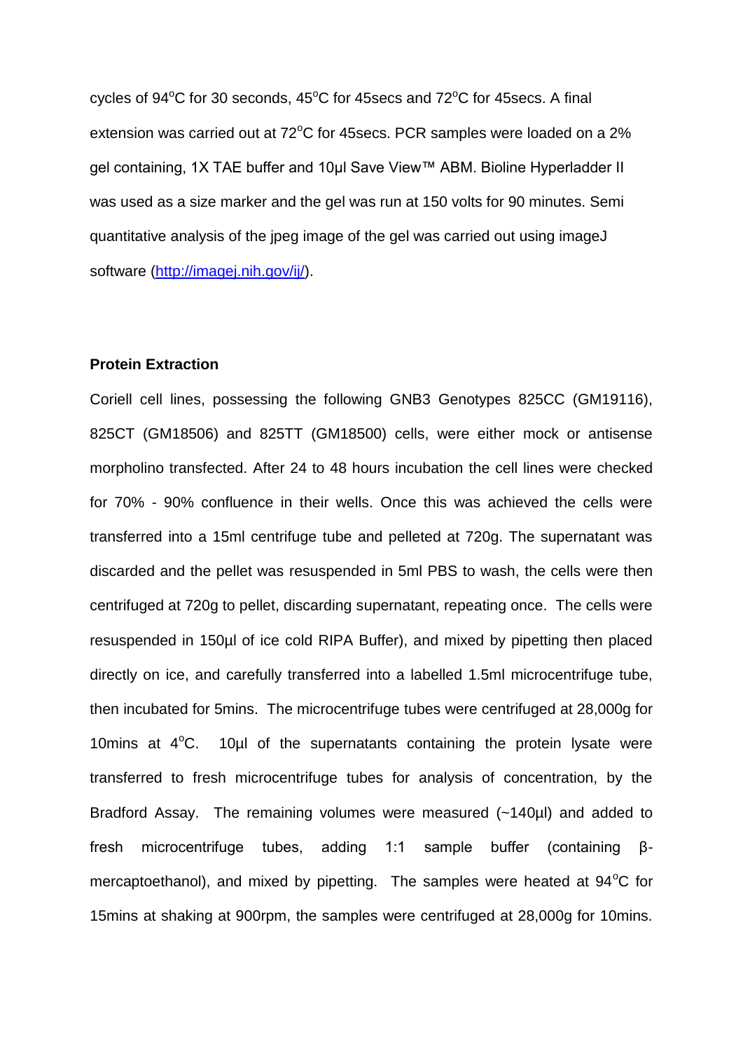cycles of 94$^{o}$C for 30 seconds, 45$^{o}$C for 45secs and 72$^{o}$C for 45secs. A final extension was carried out at 72$^{o}$C for 45secs. PCR samples were loaded on a 2% gel containing, 1X TAE buffer and 10µl Save View™ ABM. Bioline Hyperladder II was used as a size marker and the gel was run at 150 volts for 90 minutes. Semi quantitative analysis of the jpeg image of the gel was carried out using imageJ software (http://imagej.nih.gov/ij/).

**Protein Extraction**

Coriell cell lines, possessing the following GNB3 Genotypes 825CC (GM19116), 825CT (GM18506) and 825TT (GM18500) cells, were either mock or antisense morpholino transfected. After 24 to 48 hours incubation the cell lines were checked for 70% - 90% confluence in their wells. Once this was achieved the cells were transferred into a 15ml centrifuge tube and pelleted at 720g. The supernatant was discarded and the pellet was resuspended in 5ml PBS to wash, the cells were then centrifuged at 720g to pellet, discarding supernatant, repeating once. The cells were resuspended in 150µl of ice cold RIPA Buffer), and mixed by pipetting then placed directly on ice, and carefully transferred into a labelled 1.5ml microcentrifuge tube, then incubated for 5mins. The microcentrifuge tubes were centrifuged at 28,000g for 10mins at 4$^{o}$C. 10µl of the supernatants containing the protein lysate were transferred to fresh microcentrifuge tubes for analysis of concentration, by the Bradford Assay. The remaining volumes were measured (~140µl) and added to fresh microcentrifuge tubes, adding 1:1 sample buffer (containing β-mercaptoethanol), and mixed by pipetting. The samples were heated at 94$^{o}$C for 15mins at shaking at 900rpm, the samples were centrifuged at 28,000g for 10mins.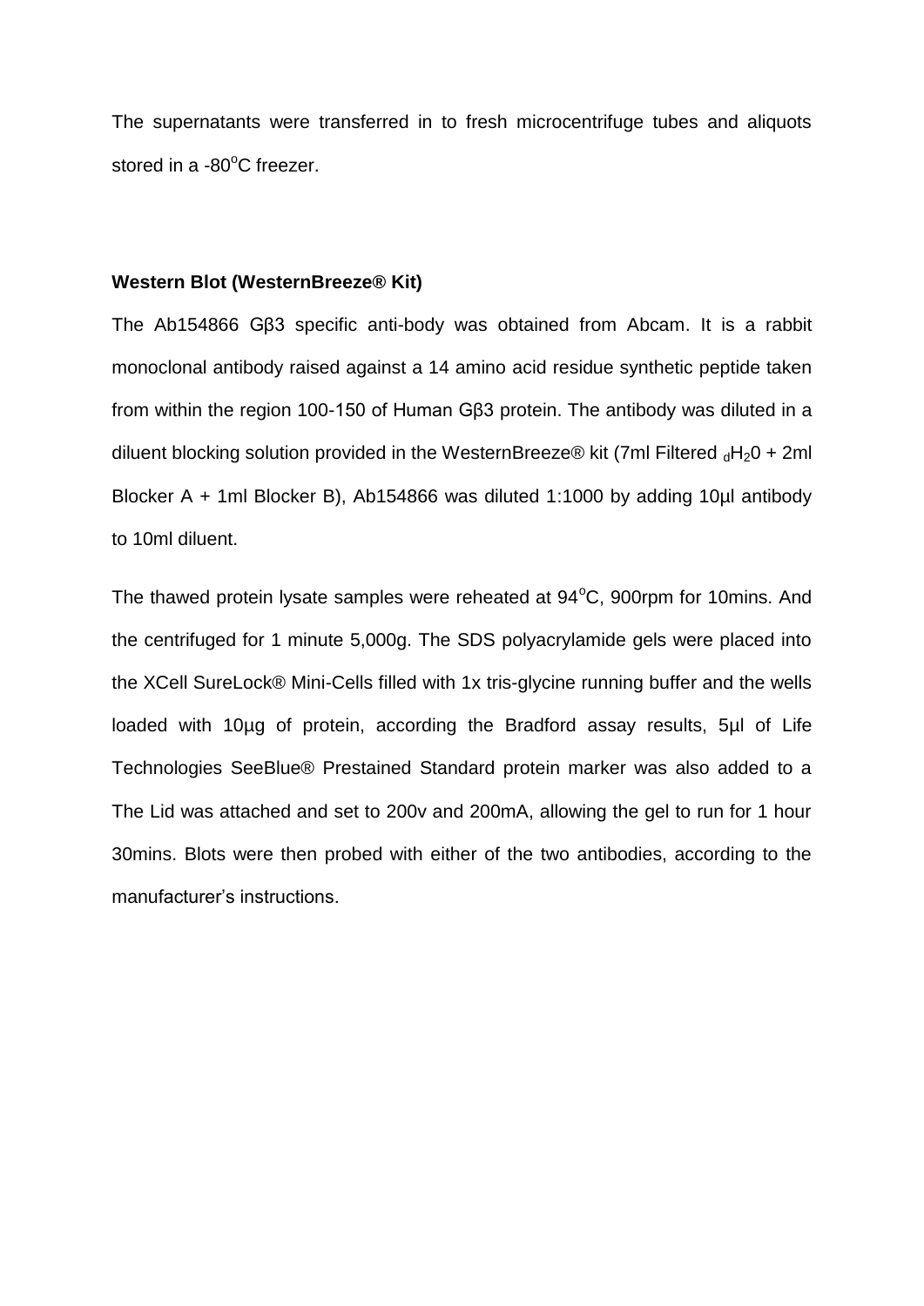The supernatants were transferred in to fresh microcentrifuge tubes and aliquots stored in a -80$^{o}$C freezer.

**Western Blot (WesternBreeze® Kit)**

The Ab154866 Gβ3 specific anti-body was obtained from Abcam. It is a rabbit monoclonal antibody raised against a 14 amino acid residue synthetic peptide taken from within the region 100-150 of Human Gβ3 protein. The antibody was diluted in a diluent blocking solution provided in the WesternBreeze® kit (7ml Filtered $_{d}H_{2}0$ + 2ml Blocker A + 1ml Blocker B), Ab154866 was diluted 1:1000 by adding 10µl antibody to 10ml diluent.

The thawed protein lysate samples were reheated at 94$^{o}$C, 900rpm for 10mins. And the centrifuged for 1 minute 5,000g. The SDS polyacrylamide gels were placed into the XCell SureLock® Mini-Cells filled with 1x tris-glycine running buffer and the wells loaded with 10µg of protein, according the Bradford assay results, 5µl of Life Technologies SeeBlue® Prestained Standard protein marker was also added to a The Lid was attached and set to 200v and 200mA, allowing the gel to run for 1 hour 30mins. Blots were then probed with either of the two antibodies, according to the manufacturer's instructions.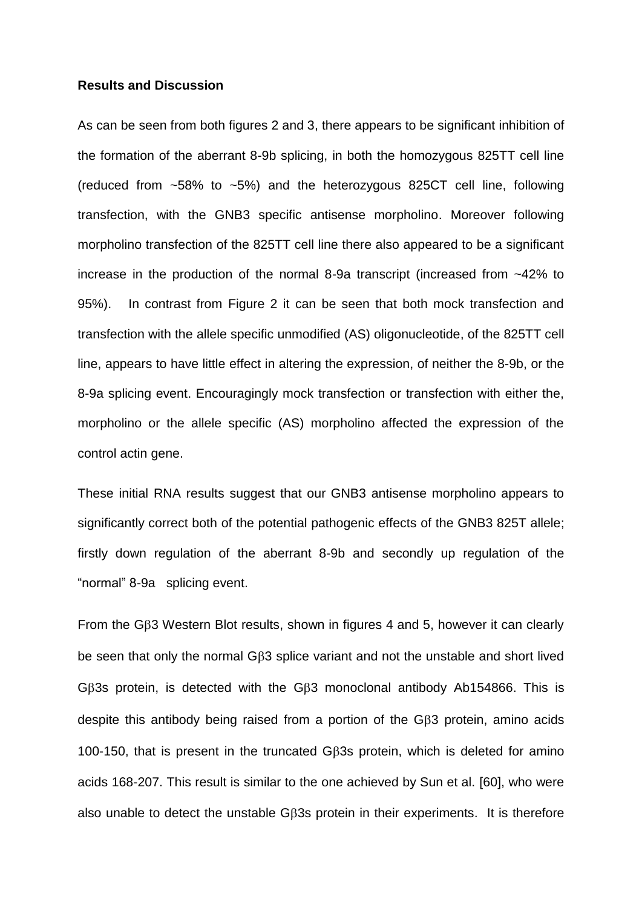**Results and Discussion**

As can be seen from both figures 2 and 3, there appears to be significant inhibition of the formation of the aberrant 8-9b splicing, in both the homozygous 825TT cell line (reduced from ~58% to ~5%) and the heterozygous 825CT cell line, following transfection, with the GNB3 specific antisense morpholino. Moreover following morpholino transfection of the 825TT cell line there also appeared to be a significant increase in the production of the normal 8-9a transcript (increased from ~42% to 95%). In contrast from Figure 2 it can be seen that both mock transfection and transfection with the allele specific unmodified (AS) oligonucleotide, of the 825TT cell line, appears to have little effect in altering the expression, of neither the 8-9b, or the 8-9a splicing event. Encouragingly mock transfection or transfection with either the, morpholino or the allele specific (AS) morpholino affected the expression of the control actin gene.

These initial RNA results suggest that our GNB3 antisense morpholino appears to significantly correct both of the potential pathogenic effects of the GNB3 825T allele; firstly down regulation of the aberrant 8-9b and secondly up regulation of the "normal" 8-9a splicing event.

From the Gβ3 Western Blot results, shown in figures 4 and 5, however it can clearly be seen that only the normal Gβ3 splice variant and not the unstable and short lived Gβ3s protein, is detected with the Gβ3 monoclonal antibody Ab154866. This is despite this antibody being raised from a portion of the Gβ3 protein, amino acids 100-150, that is present in the truncated Gβ3s protein, which is deleted for amino acids 168-207. This result is similar to the one achieved by Sun et al. [60], who were also unable to detect the unstable Gβ3s protein in their experiments. It is therefore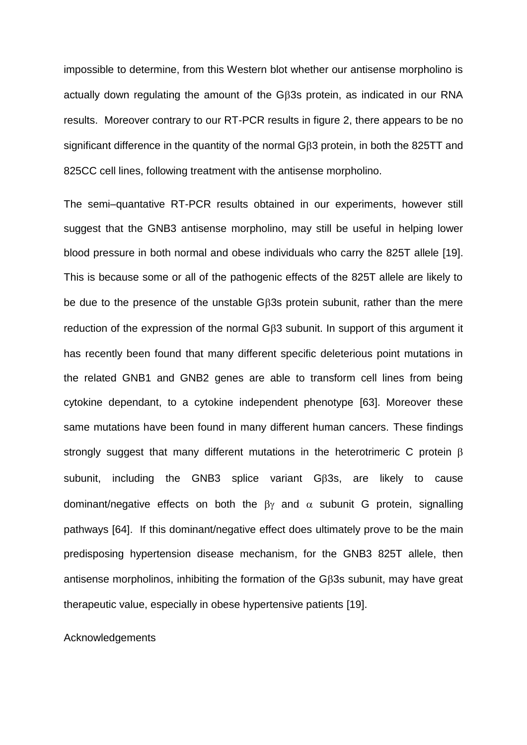impossible to determine, from this Western blot whether our antisense morpholino is actually down regulating the amount of the Gβ3s protein, as indicated in our RNA results. Moreover contrary to our RT-PCR results in figure 2, there appears to be no significant difference in the quantity of the normal Gβ3 protein, in both the 825TT and 825CC cell lines, following treatment with the antisense morpholino.

The semi–quantative RT-PCR results obtained in our experiments, however still suggest that the GNB3 antisense morpholino, may still be useful in helping lower blood pressure in both normal and obese individuals who carry the 825T allele [19]. This is because some or all of the pathogenic effects of the 825T allele are likely to be due to the presence of the unstable Gβ3s protein subunit, rather than the mere reduction of the expression of the normal Gβ3 subunit. In support of this argument it has recently been found that many different specific deleterious point mutations in the related GNB1 and GNB2 genes are able to transform cell lines from being cytokine dependant, to a cytokine independent phenotype [63]. Moreover these same mutations have been found in many different human cancers. These findings strongly suggest that many different mutations in the heterotrimeric C protein β subunit, including the GNB3 splice variant Gβ3s, are likely to cause dominant/negative effects on both the βγ and α subunit G protein, signalling pathways [64]. If this dominant/negative effect does ultimately prove to be the main predisposing hypertension disease mechanism, for the GNB3 825T allele, then antisense morpholinos, inhibiting the formation of the Gβ3s subunit, may have great therapeutic value, especially in obese hypertensive patients [19].

Acknowledgements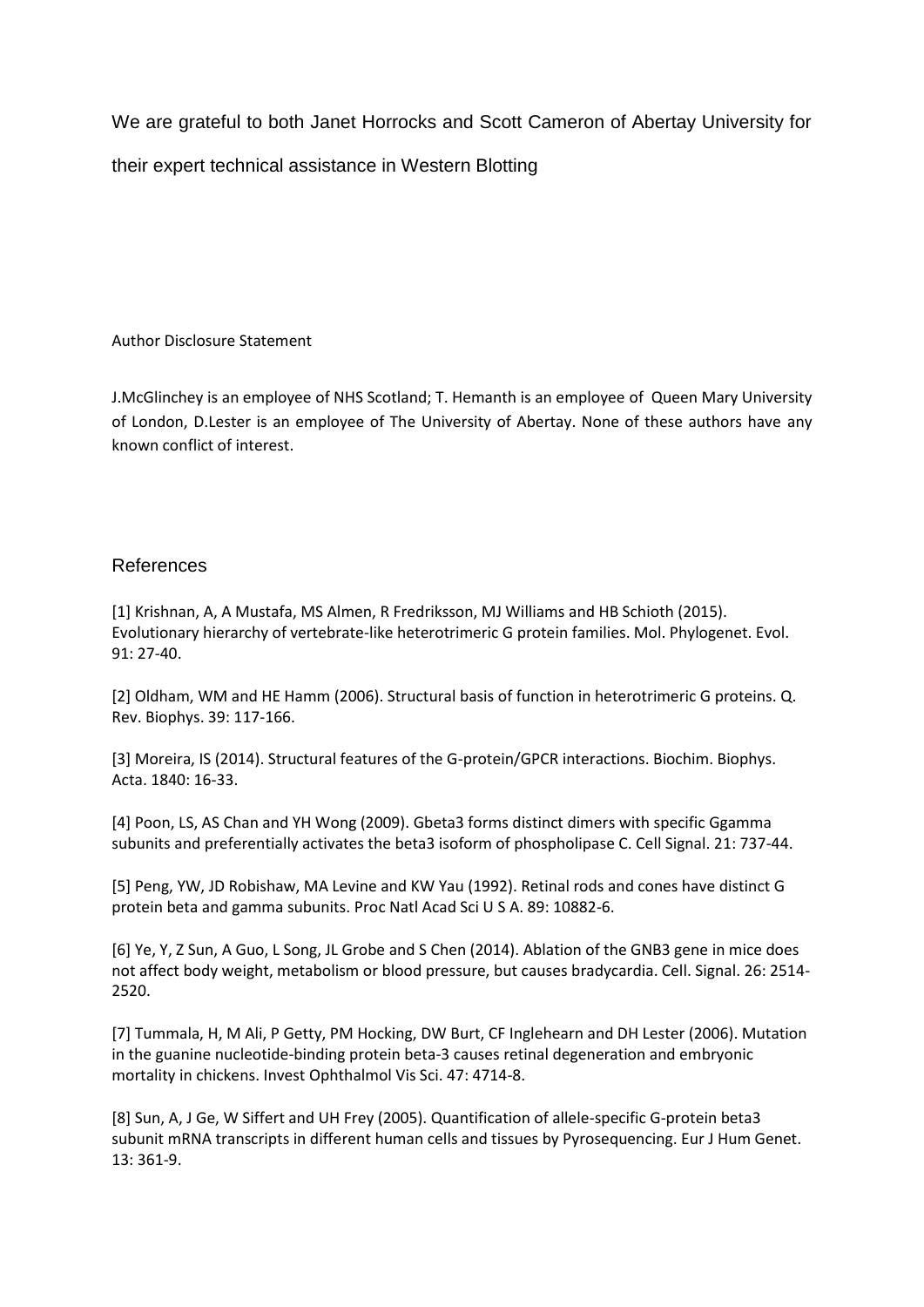We are grateful to both Janet Horrocks and Scott Cameron of Abertay University for their expert technical assistance in Western Blotting

Author Disclosure Statement

J.McGlinchey is an employee of NHS Scotland; T. Hemanth is an employee of Queen Mary University of London, D.Lester is an employee of The University of Abertay. None of these authors have any known conflict of interest.

## References

[1] Krishnan, A, A Mustafa, MS Almen, R Fredriksson, MJ Williams and HB Schioth (2015). Evolutionary hierarchy of vertebrate-like heterotrimeric G protein families. Mol. Phylogenet. Evol. 91: 27-40.

[2] Oldham, WM and HE Hamm (2006). Structural basis of function in heterotrimeric G proteins. Q. Rev. Biophys. 39: 117-166.

[3] Moreira, IS (2014). Structural features of the G-protein/GPCR interactions. Biochim. Biophys. Acta. 1840: 16-33.

[4] Poon, LS, AS Chan and YH Wong (2009). Gbeta3 forms distinct dimers with specific Ggamma subunits and preferentially activates the beta3 isoform of phospholipase C. Cell Signal. 21: 737-44.

[5] Peng, YW, JD Robishaw, MA Levine and KW Yau (1992). Retinal rods and cones have distinct G protein beta and gamma subunits. Proc Natl Acad Sci U S A. 89: 10882-6.

[6] Ye, Y, Z Sun, A Guo, L Song, JL Grobe and S Chen (2014). Ablation of the GNB3 gene in mice does not affect body weight, metabolism or blood pressure, but causes bradycardia. Cell. Signal. 26: 2514-2520.

[7] Tummala, H, M Ali, P Getty, PM Hocking, DW Burt, CF Inglehearn and DH Lester (2006). Mutation in the guanine nucleotide-binding protein beta-3 causes retinal degeneration and embryonic mortality in chickens. Invest Ophthalmol Vis Sci. 47: 4714-8.

[8] Sun, A, J Ge, W Siffert and UH Frey (2005). Quantification of allele-specific G-protein beta3 subunit mRNA transcripts in different human cells and tissues by Pyrosequencing. Eur J Hum Genet. 13: 361-9.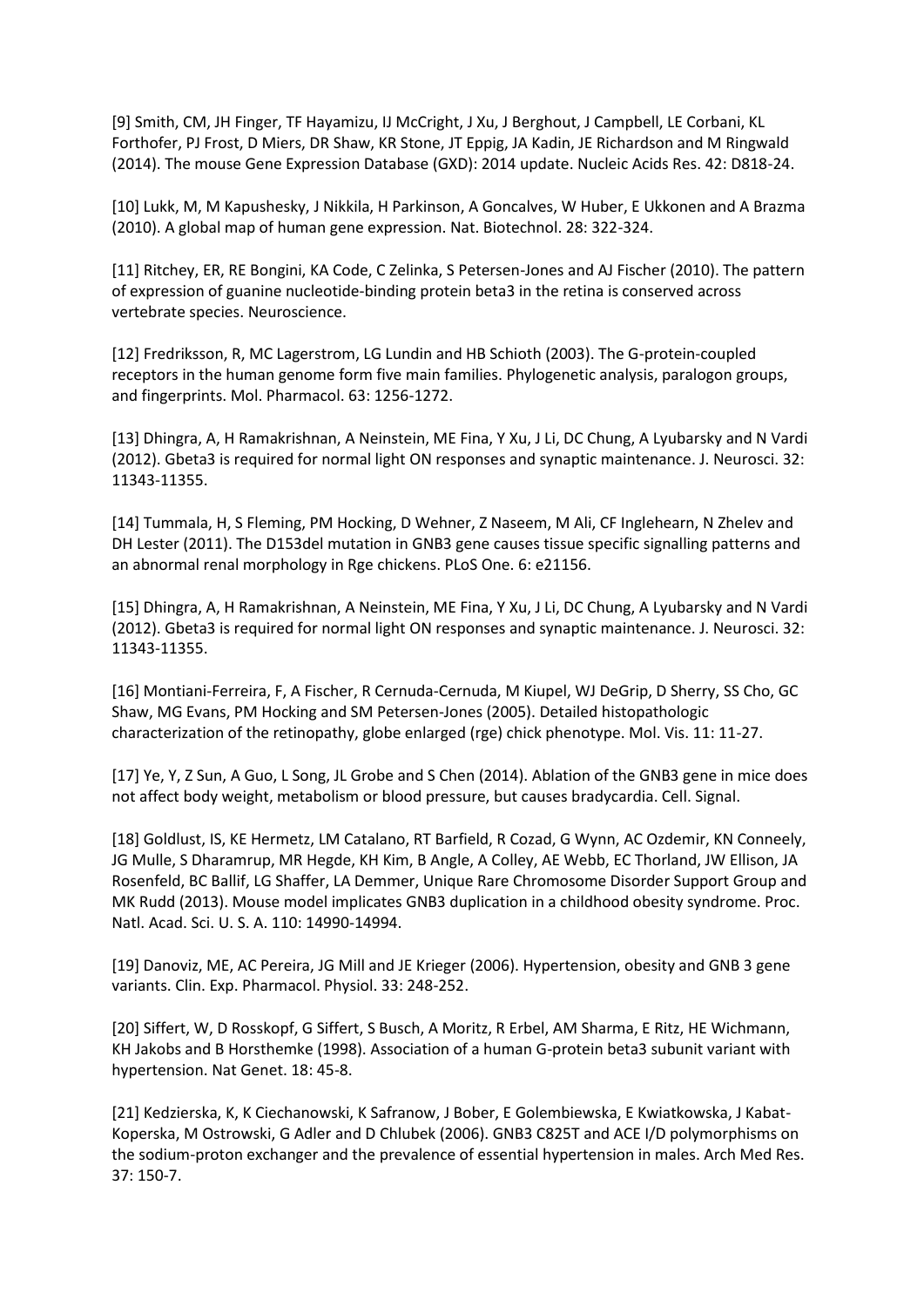[9] Smith, CM, JH Finger, TF Hayamizu, IJ McCright, J Xu, J Berghout, J Campbell, LE Corbani, KL Forthofer, PJ Frost, D Miers, DR Shaw, KR Stone, JT Eppig, JA Kadin, JE Richardson and M Ringwald (2014). The mouse Gene Expression Database (GXD): 2014 update. Nucleic Acids Res. 42: D818-24.

[10] Lukk, M, M Kapushesky, J Nikkila, H Parkinson, A Goncalves, W Huber, E Ukkonen and A Brazma (2010). A global map of human gene expression. Nat. Biotechnol. 28: 322-324.

[11] Ritchey, ER, RE Bongini, KA Code, C Zelinka, S Petersen-Jones and AJ Fischer (2010). The pattern of expression of guanine nucleotide-binding protein beta3 in the retina is conserved across vertebrate species. Neuroscience.

[12] Fredriksson, R, MC Lagerstrom, LG Lundin and HB Schioth (2003). The G-protein-coupled receptors in the human genome form five main families. Phylogenetic analysis, paralogon groups, and fingerprints. Mol. Pharmacol. 63: 1256-1272.

[13] Dhingra, A, H Ramakrishnan, A Neinstein, ME Fina, Y Xu, J Li, DC Chung, A Lyubarsky and N Vardi (2012). Gbeta3 is required for normal light ON responses and synaptic maintenance. J. Neurosci. 32: 11343-11355.

[14] Tummala, H, S Fleming, PM Hocking, D Wehner, Z Naseem, M Ali, CF Inglehearn, N Zhelev and DH Lester (2011). The D153del mutation in GNB3 gene causes tissue specific signalling patterns and an abnormal renal morphology in Rge chickens. PLoS One. 6: e21156.

[15] Dhingra, A, H Ramakrishnan, A Neinstein, ME Fina, Y Xu, J Li, DC Chung, A Lyubarsky and N Vardi (2012). Gbeta3 is required for normal light ON responses and synaptic maintenance. J. Neurosci. 32: 11343-11355.

[16] Montiani-Ferreira, F, A Fischer, R Cernuda-Cernuda, M Kiupel, WJ DeGrip, D Sherry, SS Cho, GC Shaw, MG Evans, PM Hocking and SM Petersen-Jones (2005). Detailed histopathologic characterization of the retinopathy, globe enlarged (rge) chick phenotype. Mol. Vis. 11: 11-27.

[17] Ye, Y, Z Sun, A Guo, L Song, JL Grobe and S Chen (2014). Ablation of the GNB3 gene in mice does not affect body weight, metabolism or blood pressure, but causes bradycardia. Cell. Signal.

[18] Goldlust, IS, KE Hermetz, LM Catalano, RT Barfield, R Cozad, G Wynn, AC Ozdemir, KN Conneely, JG Mulle, S Dharamrup, MR Hegde, KH Kim, B Angle, A Colley, AE Webb, EC Thorland, JW Ellison, JA Rosenfeld, BC Ballif, LG Shaffer, LA Demmer, Unique Rare Chromosome Disorder Support Group and MK Rudd (2013). Mouse model implicates GNB3 duplication in a childhood obesity syndrome. Proc. Natl. Acad. Sci. U. S. A. 110: 14990-14994.

[19] Danoviz, ME, AC Pereira, JG Mill and JE Krieger (2006). Hypertension, obesity and GNB 3 gene variants. Clin. Exp. Pharmacol. Physiol. 33: 248-252.

[20] Siffert, W, D Rosskopf, G Siffert, S Busch, A Moritz, R Erbel, AM Sharma, E Ritz, HE Wichmann, KH Jakobs and B Horsthemke (1998). Association of a human G-protein beta3 subunit variant with hypertension. Nat Genet. 18: 45-8.

[21] Kedzierska, K, K Ciechanowski, K Safranow, J Bober, E Golembiewska, E Kwiatkowska, J Kabat-Koperska, M Ostrowski, G Adler and D Chlubek (2006). GNB3 C825T and ACE I/D polymorphisms on the sodium-proton exchanger and the prevalence of essential hypertension in males. Arch Med Res. 37: 150-7.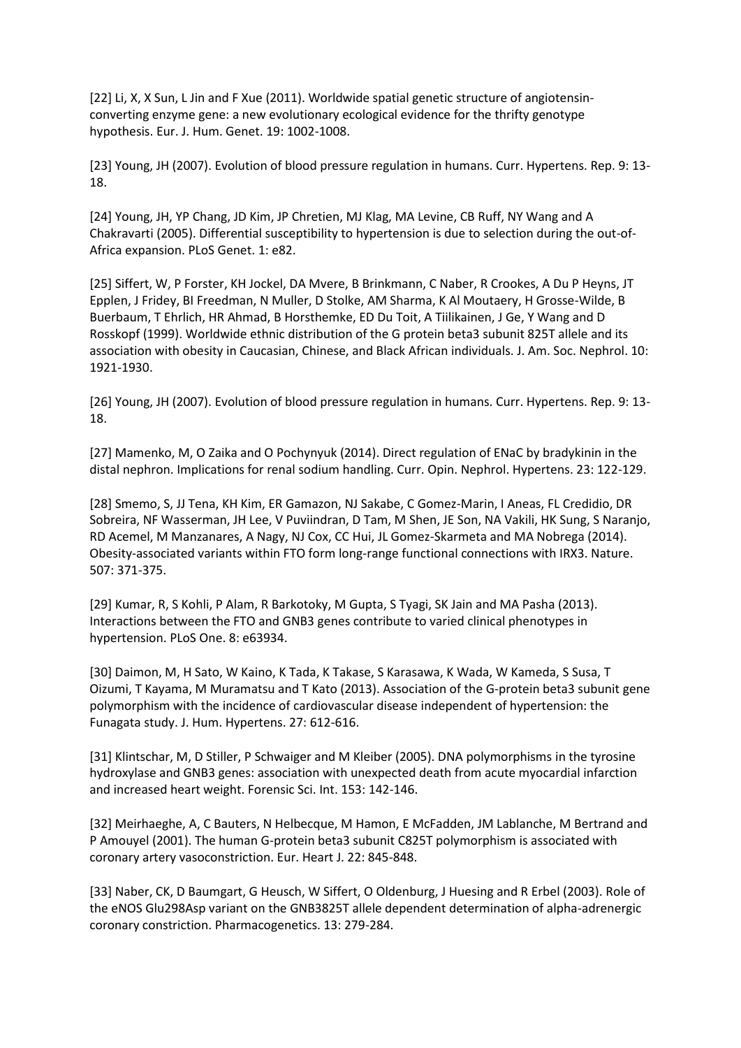[22] Li, X, X Sun, L Jin and F Xue (2011). Worldwide spatial genetic structure of angiotensin-converting enzyme gene: a new evolutionary ecological evidence for the thrifty genotype hypothesis. Eur. J. Hum. Genet. 19: 1002-1008.

[23] Young, JH (2007). Evolution of blood pressure regulation in humans. Curr. Hypertens. Rep. 9: 13-18.

[24] Young, JH, YP Chang, JD Kim, JP Chretien, MJ Klag, MA Levine, CB Ruff, NY Wang and A Chakravarti (2005). Differential susceptibility to hypertension is due to selection during the out-of-Africa expansion. PLoS Genet. 1: e82.

[25] Siffert, W, P Forster, KH Jockel, DA Mvere, B Brinkmann, C Naber, R Crookes, A Du P Heyns, JT Epplen, J Fridey, BI Freedman, N Muller, D Stolke, AM Sharma, K Al Moutaery, H Grosse-Wilde, B Buerbaum, T Ehrlich, HR Ahmad, B Horsthemke, ED Du Toit, A Tiilikainen, J Ge, Y Wang and D Rosskopf (1999). Worldwide ethnic distribution of the G protein beta3 subunit 825T allele and its association with obesity in Caucasian, Chinese, and Black African individuals. J. Am. Soc. Nephrol. 10: 1921-1930.

[26] Young, JH (2007). Evolution of blood pressure regulation in humans. Curr. Hypertens. Rep. 9: 13-18.

[27] Mamenko, M, O Zaika and O Pochynyuk (2014). Direct regulation of ENaC by bradykinin in the distal nephron. Implications for renal sodium handling. Curr. Opin. Nephrol. Hypertens. 23: 122-129.

[28] Smemo, S, JJ Tena, KH Kim, ER Gamazon, NJ Sakabe, C Gomez-Marin, I Aneas, FL Credidio, DR Sobreira, NF Wasserman, JH Lee, V Puviindran, D Tam, M Shen, JE Son, NA Vakili, HK Sung, S Naranjo, RD Acemel, M Manzanares, A Nagy, NJ Cox, CC Hui, JL Gomez-Skarmeta and MA Nobrega (2014). Obesity-associated variants within FTO form long-range functional connections with IRX3. Nature. 507: 371-375.

[29] Kumar, R, S Kohli, P Alam, R Barkotoky, M Gupta, S Tyagi, SK Jain and MA Pasha (2013). Interactions between the FTO and GNB3 genes contribute to varied clinical phenotypes in hypertension. PLoS One. 8: e63934.

[30] Daimon, M, H Sato, W Kaino, K Tada, K Takase, S Karasawa, K Wada, W Kameda, S Susa, T Oizumi, T Kayama, M Muramatsu and T Kato (2013). Association of the G-protein beta3 subunit gene polymorphism with the incidence of cardiovascular disease independent of hypertension: the Funagata study. J. Hum. Hypertens. 27: 612-616.

[31] Klintschar, M, D Stiller, P Schwaiger and M Kleiber (2005). DNA polymorphisms in the tyrosine hydroxylase and GNB3 genes: association with unexpected death from acute myocardial infarction and increased heart weight. Forensic Sci. Int. 153: 142-146.

[32] Meirhaeghe, A, C Bauters, N Helbecque, M Hamon, E McFadden, JM Lablanche, M Bertrand and P Amouyel (2001). The human G-protein beta3 subunit C825T polymorphism is associated with coronary artery vasoconstriction. Eur. Heart J. 22: 845-848.

[33] Naber, CK, D Baumgart, G Heusch, W Siffert, O Oldenburg, J Huesing and R Erbel (2003). Role of the eNOS Glu298Asp variant on the GNB3825T allele dependent determination of alpha-adrenergic coronary constriction. Pharmacogenetics. 13: 279-284.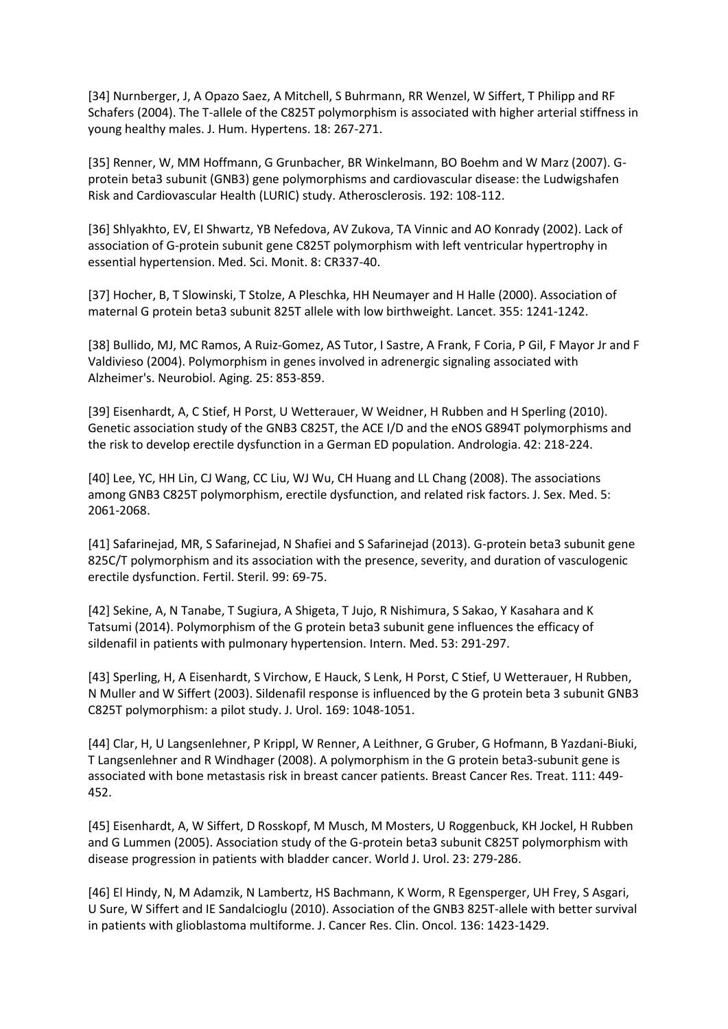[34] Nurnberger, J, A Opazo Saez, A Mitchell, S Buhrmann, RR Wenzel, W Siffert, T Philipp and RF Schafers (2004). The T-allele of the C825T polymorphism is associated with higher arterial stiffness in young healthy males. J. Hum. Hypertens. 18: 267-271.

[35] Renner, W, MM Hoffmann, G Grunbacher, BR Winkelmann, BO Boehm and W Marz (2007). G-protein beta3 subunit (GNB3) gene polymorphisms and cardiovascular disease: the Ludwigshafen Risk and Cardiovascular Health (LURIC) study. Atherosclerosis. 192: 108-112.

[36] Shlyakhto, EV, EI Shwartz, YB Nefedova, AV Zukova, TA Vinnic and AO Konrady (2002). Lack of association of G-protein subunit gene C825T polymorphism with left ventricular hypertrophy in essential hypertension. Med. Sci. Monit. 8: CR337-40.

[37] Hocher, B, T Slowinski, T Stolze, A Pleschka, HH Neumayer and H Halle (2000). Association of maternal G protein beta3 subunit 825T allele with low birthweight. Lancet. 355: 1241-1242.

[38] Bullido, MJ, MC Ramos, A Ruiz-Gomez, AS Tutor, I Sastre, A Frank, F Coria, P Gil, F Mayor Jr and F Valdivieso (2004). Polymorphism in genes involved in adrenergic signaling associated with Alzheimer's. Neurobiol. Aging. 25: 853-859.

[39] Eisenhardt, A, C Stief, H Porst, U Wetterauer, W Weidner, H Rubben and H Sperling (2010). Genetic association study of the GNB3 C825T, the ACE I/D and the eNOS G894T polymorphisms and the risk to develop erectile dysfunction in a German ED population. Andrologia. 42: 218-224.

[40] Lee, YC, HH Lin, CJ Wang, CC Liu, WJ Wu, CH Huang and LL Chang (2008). The associations among GNB3 C825T polymorphism, erectile dysfunction, and related risk factors. J. Sex. Med. 5: 2061-2068.

[41] Safarinejad, MR, S Safarinejad, N Shafiei and S Safarinejad (2013). G-protein beta3 subunit gene 825C/T polymorphism and its association with the presence, severity, and duration of vasculogenic erectile dysfunction. Fertil. Steril. 99: 69-75.

[42] Sekine, A, N Tanabe, T Sugiura, A Shigeta, T Jujo, R Nishimura, S Sakao, Y Kasahara and K Tatsumi (2014). Polymorphism of the G protein beta3 subunit gene influences the efficacy of sildenafil in patients with pulmonary hypertension. Intern. Med. 53: 291-297.

[43] Sperling, H, A Eisenhardt, S Virchow, E Hauck, S Lenk, H Porst, C Stief, U Wetterauer, H Rubben, N Muller and W Siffert (2003). Sildenafil response is influenced by the G protein beta 3 subunit GNB3 C825T polymorphism: a pilot study. J. Urol. 169: 1048-1051.

[44] Clar, H, U Langsenlehner, P Krippl, W Renner, A Leithner, G Gruber, G Hofmann, B Yazdani-Biuki, T Langsenlehner and R Windhager (2008). A polymorphism in the G protein beta3-subunit gene is associated with bone metastasis risk in breast cancer patients. Breast Cancer Res. Treat. 111: 449-452.

[45] Eisenhardt, A, W Siffert, D Rosskopf, M Musch, M Mosters, U Roggenbuck, KH Jockel, H Rubben and G Lummen (2005). Association study of the G-protein beta3 subunit C825T polymorphism with disease progression in patients with bladder cancer. World J. Urol. 23: 279-286.

[46] El Hindy, N, M Adamzik, N Lambertz, HS Bachmann, K Worm, R Egensperger, UH Frey, S Asgari, U Sure, W Siffert and IE Sandalcioglu (2010). Association of the GNB3 825T-allele with better survival in patients with glioblastoma multiforme. J. Cancer Res. Clin. Oncol. 136: 1423-1429.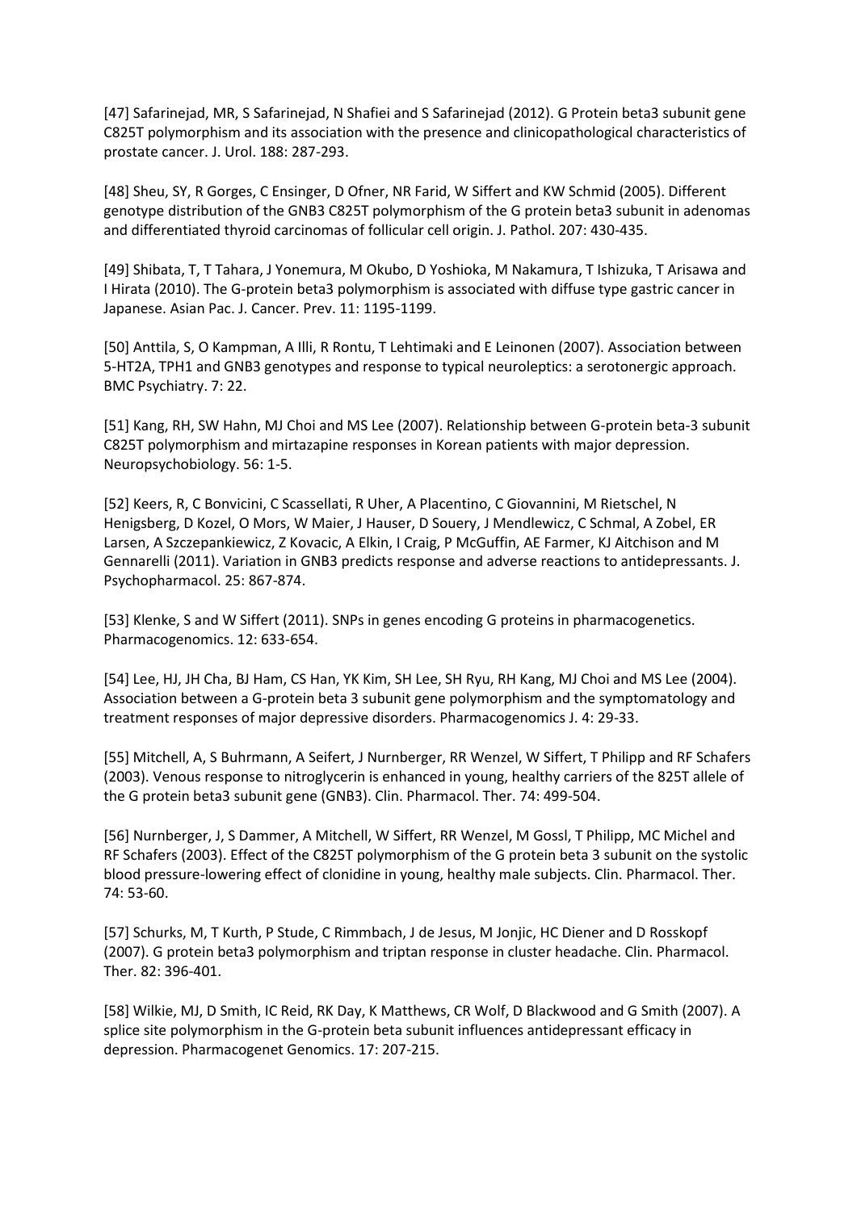[47] Safarinejad, MR, S Safarinejad, N Shafiei and S Safarinejad (2012). G Protein beta3 subunit gene C825T polymorphism and its association with the presence and clinicopathological characteristics of prostate cancer. J. Urol. 188: 287-293.

[48] Sheu, SY, R Gorges, C Ensinger, D Ofner, NR Farid, W Siffert and KW Schmid (2005). Different genotype distribution of the GNB3 C825T polymorphism of the G protein beta3 subunit in adenomas and differentiated thyroid carcinomas of follicular cell origin. J. Pathol. 207: 430-435.

[49] Shibata, T, T Tahara, J Yonemura, M Okubo, D Yoshioka, M Nakamura, T Ishizuka, T Arisawa and I Hirata (2010). The G-protein beta3 polymorphism is associated with diffuse type gastric cancer in Japanese. Asian Pac. J. Cancer. Prev. 11: 1195-1199.

[50] Anttila, S, O Kampman, A Illi, R Rontu, T Lehtimaki and E Leinonen (2007). Association between 5-HT2A, TPH1 and GNB3 genotypes and response to typical neuroleptics: a serotonergic approach. BMC Psychiatry. 7: 22.

[51] Kang, RH, SW Hahn, MJ Choi and MS Lee (2007). Relationship between G-protein beta-3 subunit C825T polymorphism and mirtazapine responses in Korean patients with major depression. Neuropsychobiology. 56: 1-5.

[52] Keers, R, C Bonvicini, C Scassellati, R Uher, A Placentino, C Giovannini, M Rietschel, N Henigsberg, D Kozel, O Mors, W Maier, J Hauser, D Souery, J Mendlewicz, C Schmal, A Zobel, ER Larsen, A Szczepankiewicz, Z Kovacic, A Elkin, I Craig, P McGuffin, AE Farmer, KJ Aitchison and M Gennarelli (2011). Variation in GNB3 predicts response and adverse reactions to antidepressants. J. Psychopharmacol. 25: 867-874.

[53] Klenke, S and W Siffert (2011). SNPs in genes encoding G proteins in pharmacogenetics. Pharmacogenomics. 12: 633-654.

[54] Lee, HJ, JH Cha, BJ Ham, CS Han, YK Kim, SH Lee, SH Ryu, RH Kang, MJ Choi and MS Lee (2004). Association between a G-protein beta 3 subunit gene polymorphism and the symptomatology and treatment responses of major depressive disorders. Pharmacogenomics J. 4: 29-33.

[55] Mitchell, A, S Buhrmann, A Seifert, J Nurnberger, RR Wenzel, W Siffert, T Philipp and RF Schafers (2003). Venous response to nitroglycerin is enhanced in young, healthy carriers of the 825T allele of the G protein beta3 subunit gene (GNB3). Clin. Pharmacol. Ther. 74: 499-504.

[56] Nurnberger, J, S Dammer, A Mitchell, W Siffert, RR Wenzel, M Gossl, T Philipp, MC Michel and RF Schafers (2003). Effect of the C825T polymorphism of the G protein beta 3 subunit on the systolic blood pressure-lowering effect of clonidine in young, healthy male subjects. Clin. Pharmacol. Ther. 74: 53-60.

[57] Schurks, M, T Kurth, P Stude, C Rimmbach, J de Jesus, M Jonjic, HC Diener and D Rosskopf (2007). G protein beta3 polymorphism and triptan response in cluster headache. Clin. Pharmacol. Ther. 82: 396-401.

[58] Wilkie, MJ, D Smith, IC Reid, RK Day, K Matthews, CR Wolf, D Blackwood and G Smith (2007). A splice site polymorphism in the G-protein beta subunit influences antidepressant efficacy in depression. Pharmacogenet Genomics. 17: 207-215.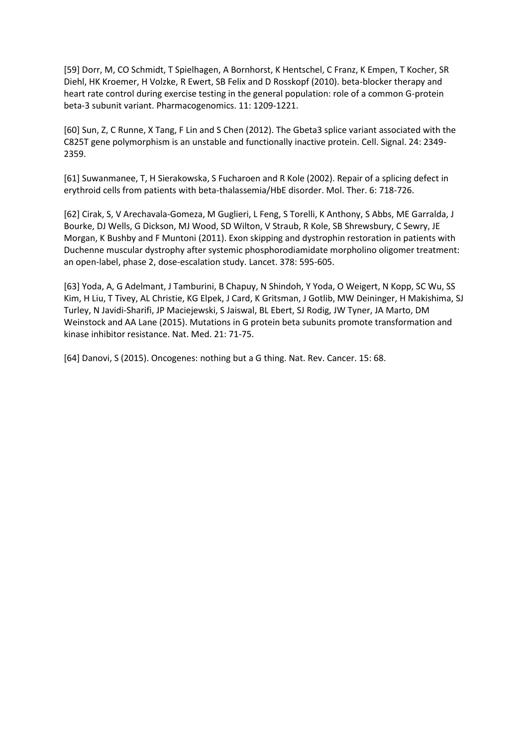[59] Dorr, M, CO Schmidt, T Spielhagen, A Bornhorst, K Hentschel, C Franz, K Empen, T Kocher, SR Diehl, HK Kroemer, H Volzke, R Ewert, SB Felix and D Rosskopf (2010). beta-blocker therapy and heart rate control during exercise testing in the general population: role of a common G-protein beta-3 subunit variant. Pharmacogenomics. 11: 1209-1221.

[60] Sun, Z, C Runne, X Tang, F Lin and S Chen (2012). The Gbeta3 splice variant associated with the C825T gene polymorphism is an unstable and functionally inactive protein. Cell. Signal. 24: 2349-2359.

[61] Suwanmanee, T, H Sierakowska, S Fucharoen and R Kole (2002). Repair of a splicing defect in erythroid cells from patients with beta-thalassemia/HbE disorder. Mol. Ther. 6: 718-726.

[62] Cirak, S, V Arechavala-Gomeza, M Guglieri, L Feng, S Torelli, K Anthony, S Abbs, ME Garralda, J Bourke, DJ Wells, G Dickson, MJ Wood, SD Wilton, V Straub, R Kole, SB Shrewsbury, C Sewry, JE Morgan, K Bushby and F Muntoni (2011). Exon skipping and dystrophin restoration in patients with Duchenne muscular dystrophy after systemic phosphorodiamidate morpholino oligomer treatment: an open-label, phase 2, dose-escalation study. Lancet. 378: 595-605.

[63] Yoda, A, G Adelmant, J Tamburini, B Chapuy, N Shindoh, Y Yoda, O Weigert, N Kopp, SC Wu, SS Kim, H Liu, T Tivey, AL Christie, KG Elpek, J Card, K Gritsman, J Gotlib, MW Deininger, H Makishima, SJ Turley, N Javidi-Sharifi, JP Maciejewski, S Jaiswal, BL Ebert, SJ Rodig, JW Tyner, JA Marto, DM Weinstock and AA Lane (2015). Mutations in G protein beta subunits promote transformation and kinase inhibitor resistance. Nat. Med. 21: 71-75.

[64] Danovi, S (2015). Oncogenes: nothing but a G thing. Nat. Rev. Cancer. 15: 68.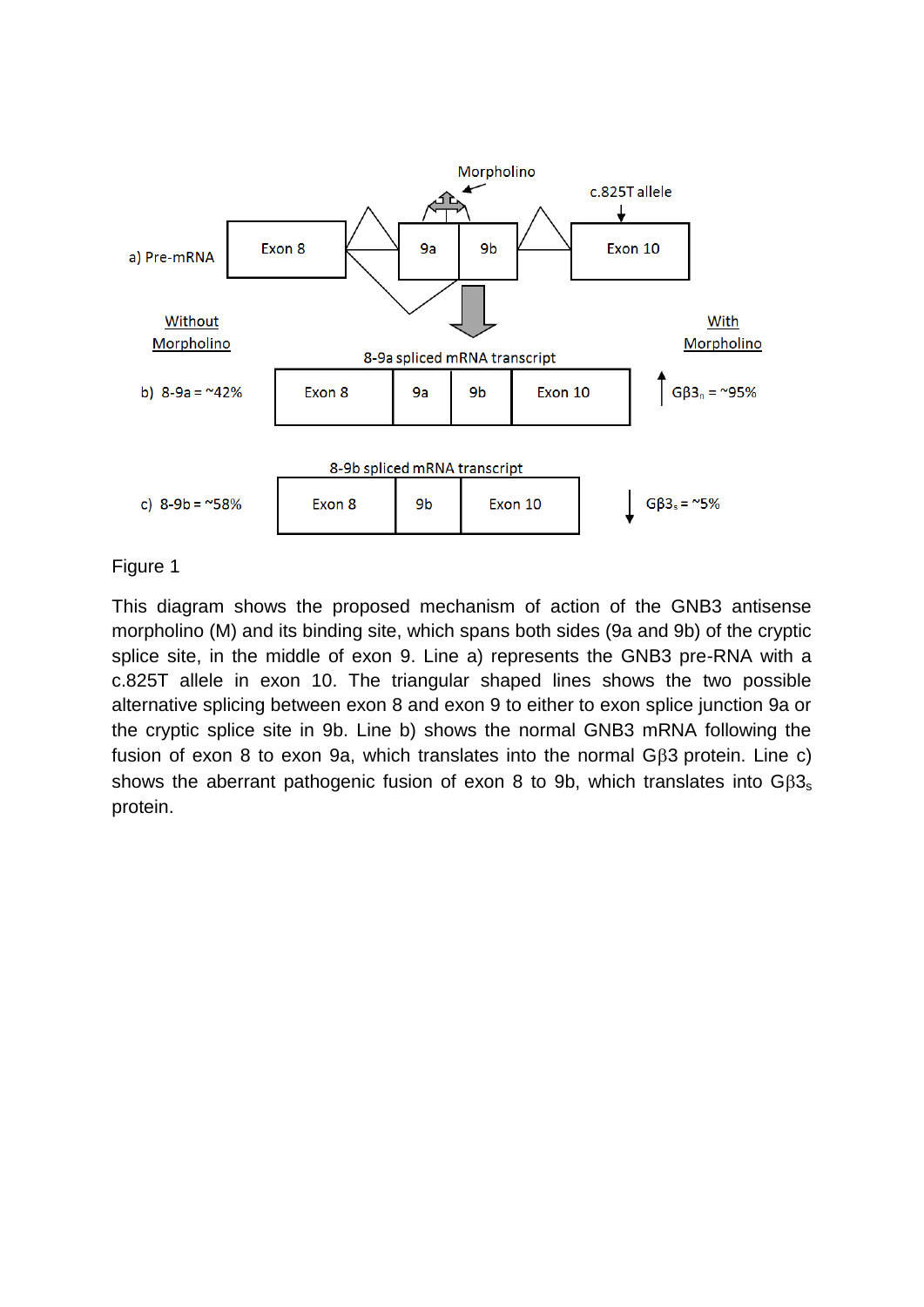a) Pre-mRNA

Morpholino

c.825T allele

Exon 8 | 9a | 9b | Exon 10

Without Morpholino

With Morpholino

8-9a spliced mRNA transcript

b) 8-9a = ~42% | Exon 8 | 9a | 9b | Exon 10 | Gβ3$_n$ = ~95%

8-9b spliced mRNA transcript

c) 8-9b = ~58% | Exon 8 | 9b | Exon 10 | Gβ3$_s$ = ~5%

Figure 1

This diagram shows the proposed mechanism of action of the GNB3 antisense morpholino (M) and its binding site, which spans both sides (9a and 9b) of the cryptic splice site, in the middle of exon 9. Line a) represents the GNB3 pre-RNA with a c.825T allele in exon 10. The triangular shaped lines shows the two possible alternative splicing between exon 8 and exon 9 to either to exon splice junction 9a or the cryptic splice site in 9b. Line b) shows the normal GNB3 mRNA following the fusion of exon 8 to exon 9a, which translates into the normal Gβ3 protein. Line c) shows the aberrant pathogenic fusion of exon 8 to 9b, which translates into Gβ3$_s$ protein.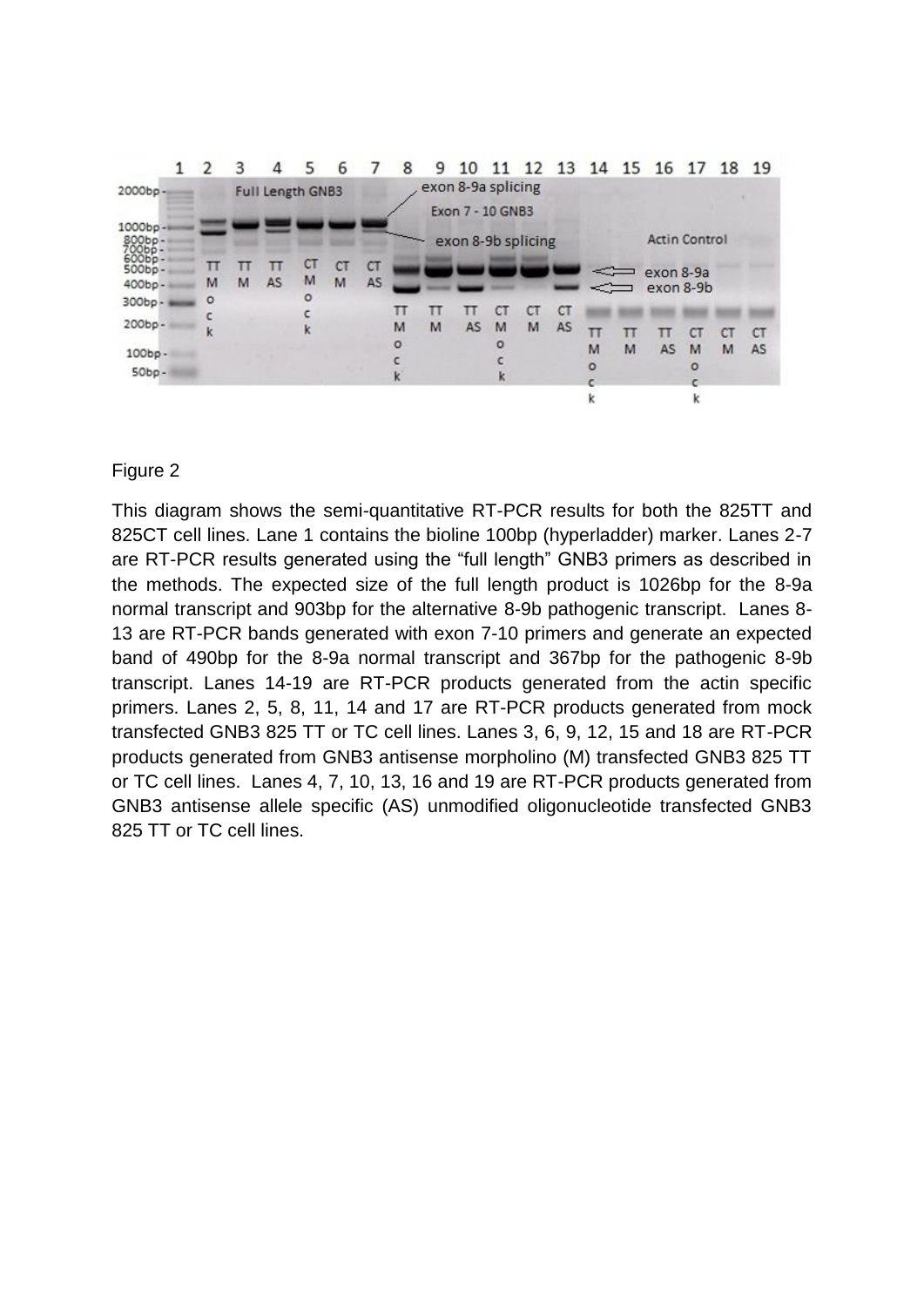Figure 2

This diagram shows the semi-quantitative RT-PCR results for both the 825TT and 825CT cell lines. Lane 1 contains the bioline 100bp (hyperladder) marker. Lanes 2-7 are RT-PCR results generated using the "full length" GNB3 primers as described in the methods. The expected size of the full length product is 1026bp for the 8-9a normal transcript and 903bp for the alternative 8-9b pathogenic transcript. Lanes 8-13 are RT-PCR bands generated with exon 7-10 primers and generate an expected band of 490bp for the 8-9a normal transcript and 367bp for the pathogenic 8-9b transcript. Lanes 14-19 are RT-PCR products generated from the actin specific primers. Lanes 2, 5, 8, 11, 14 and 17 are RT-PCR products generated from mock transfected GNB3 825 TT or TC cell lines. Lanes 3, 6, 9, 12, 15 and 18 are RT-PCR products generated from GNB3 antisense morpholino (M) transfected GNB3 825 TT or TC cell lines. Lanes 4, 7, 10, 13, 16 and 19 are RT-PCR products generated from GNB3 antisense allele specific (AS) unmodified oligonucleotide transfected GNB3 825 TT or TC cell lines.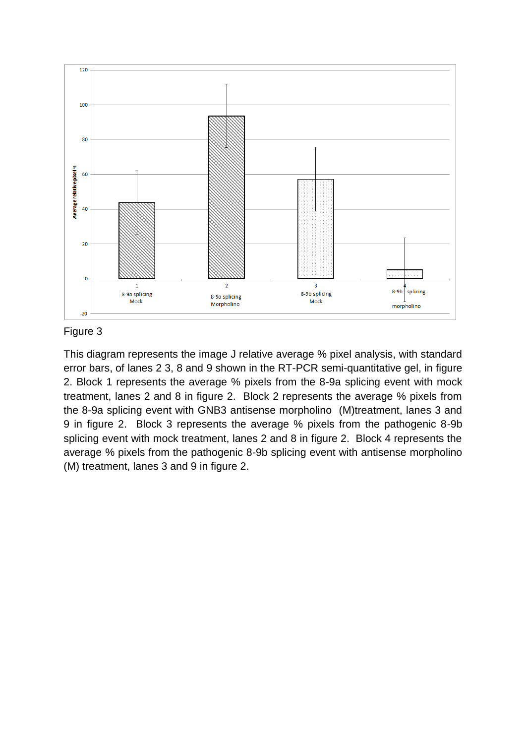Figure 3

This diagram represents the image J relative average % pixel analysis, with standard error bars, of lanes 2 3, 8 and 9 shown in the RT-PCR semi-quantitative gel, in figure 2. Block 1 represents the average % pixels from the 8-9a splicing event with mock treatment, lanes 2 and 8 in figure 2. Block 2 represents the average % pixels from the 8-9a splicing event with GNB3 antisense morpholino (M)treatment, lanes 3 and 9 in figure 2. Block 3 represents the average % pixels from the pathogenic 8-9b splicing event with mock treatment, lanes 2 and 8 in figure 2. Block 4 represents the average % pixels from the pathogenic 8-9b splicing event with antisense morpholino (M) treatment, lanes 3 and 9 in figure 2.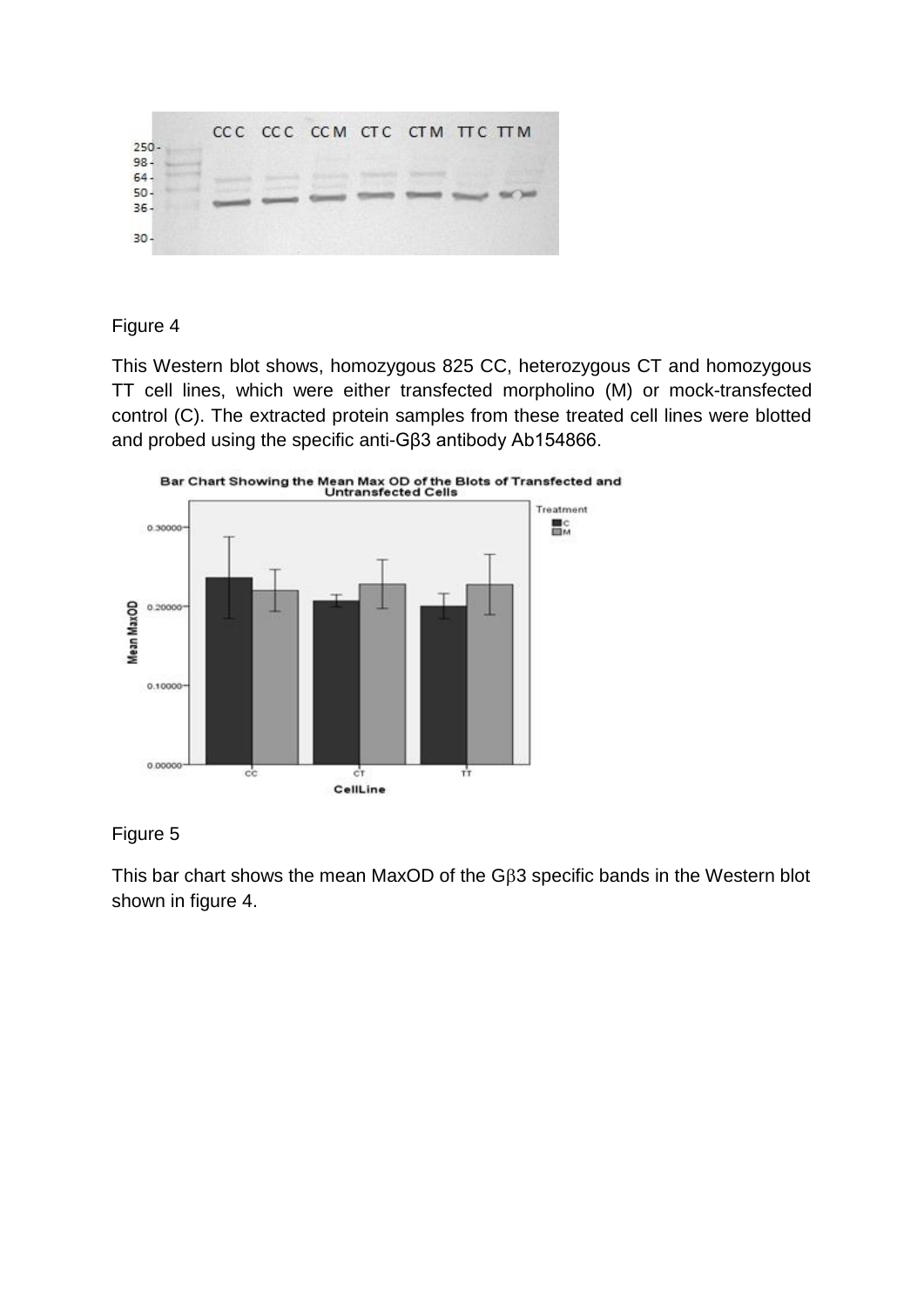CC C CC C CC M CT C CT M TT C TT M

250 -
98 -
64 -
50 -
36 -

30 -

Figure 4

This Western blot shows, homozygous 825 CC, heterozygous CT and homozygous TT cell lines, which were either transfected morpholino (M) or mock-transfected control (C). The extracted protein samples from these treated cell lines were blotted and probed using the specific anti-Gβ3 antibody Ab154866.

Bar Chart Showing the Mean Max OD of the Blots of Transfected and Untransfected Cells

Treatment
C
M

Mean MaxOD

0.30000
0.20000
0.10000
0.00000

CC
CT
TT

CellLine

Figure 5

This bar chart shows the mean MaxOD of the Gβ3 specific bands in the Western blot shown in figure 4.